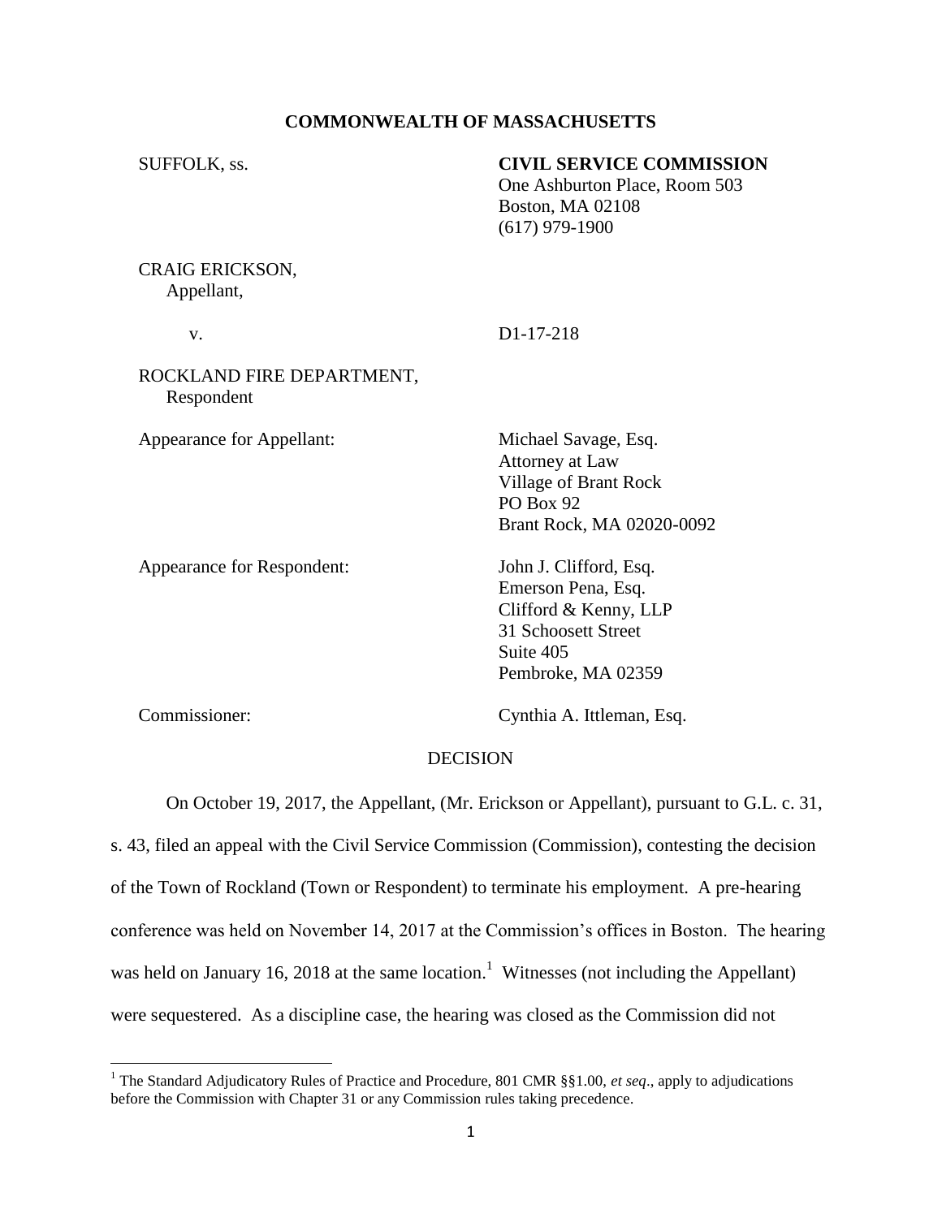**COMMONWEALTH OF MASSACHUSETTS**

SUFFOLK, ss.

**CIVIL SERVICE COMMISSION**
One Ashburton Place, Room 503
Boston, MA 02108
(617) 979-1900

CRAIG ERICKSON,
Appellant,

v. D1-17-218

ROCKLAND FIRE DEPARTMENT,
Respondent

Appearance for Appellant: Michael Savage, Esq.
Attorney at Law
Village of Brant Rock
PO Box 92
Brant Rock, MA 02020-0092

Appearance for Respondent: John J. Clifford, Esq.
Emerson Pena, Esq.
Clifford & Kenny, LLP
31 Schoosett Street
Suite 405
Pembroke, MA 02359

Commissioner: Cynthia A. Ittleman, Esq.

DECISION

On October 19, 2017, the Appellant, (Mr. Erickson or Appellant), pursuant to G.L. c. 31, s. 43, filed an appeal with the Civil Service Commission (Commission), contesting the decision of the Town of Rockland (Town or Respondent) to terminate his employment. A pre-hearing conference was held on November 14, 2017 at the Commission's offices in Boston. The hearing was held on January 16, 2018 at the same location.[1] Witnesses (not including the Appellant) were sequestered. As a discipline case, the hearing was closed as the Commission did not

[1] The Standard Adjudicatory Rules of Practice and Procedure, 801 CMR §§1.00, *et seq*., apply to adjudications before the Commission with Chapter 31 or any Commission rules taking precedence.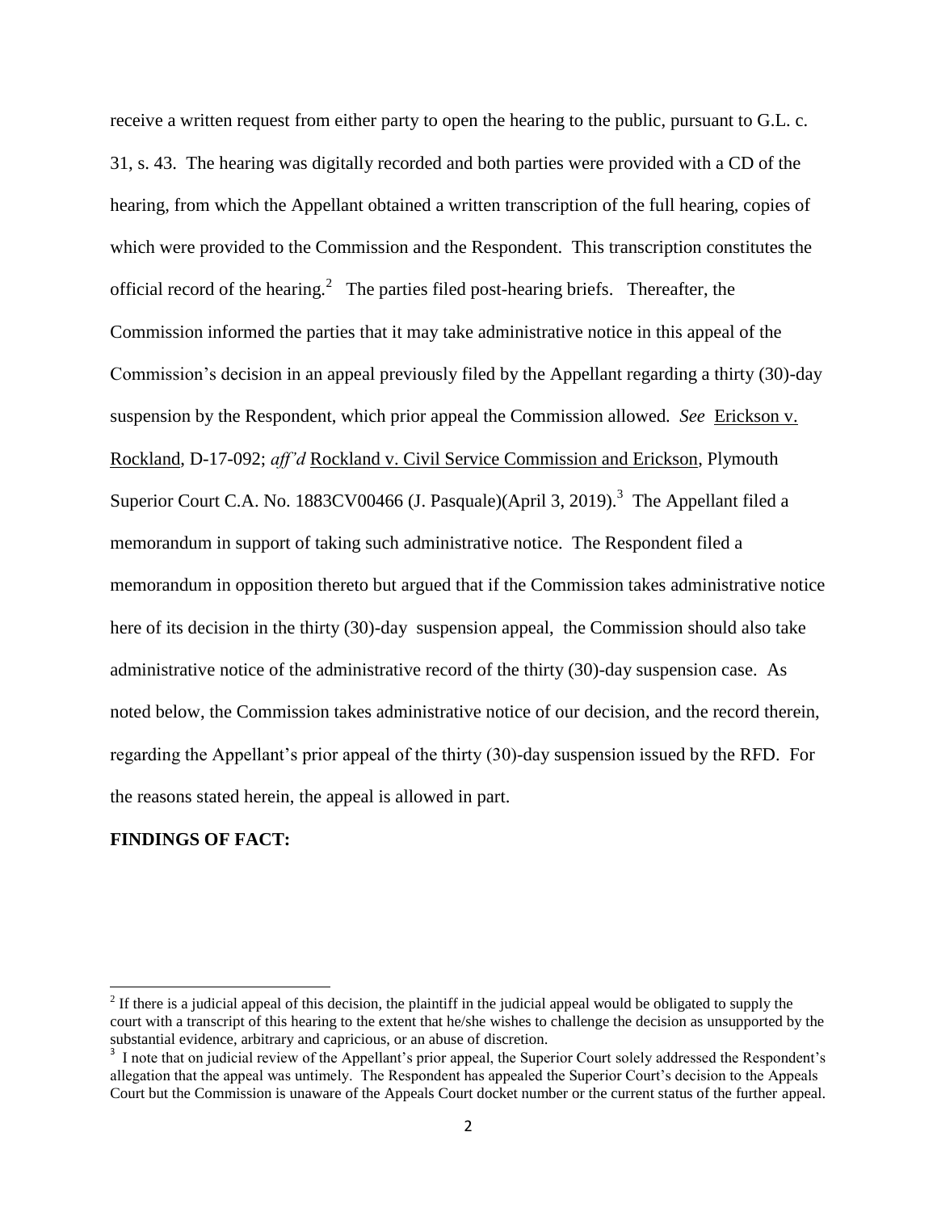receive a written request from either party to open the hearing to the public, pursuant to G.L. c. 31, s. 43. The hearing was digitally recorded and both parties were provided with a CD of the hearing, from which the Appellant obtained a written transcription of the full hearing, copies of which were provided to the Commission and the Respondent. This transcription constitutes the official record of the hearing.[2] The parties filed post-hearing briefs. Thereafter, the Commission informed the parties that it may take administrative notice in this appeal of the Commission's decision in an appeal previously filed by the Appellant regarding a thirty (30)-day suspension by the Respondent, which prior appeal the Commission allowed. *See* Erickson v. Rockland, D-17-092; *aff'd* Rockland v. Civil Service Commission and Erickson, Plymouth Superior Court C.A. No. 1883CV00466 (J. Pasquale)(April 3, 2019).[3] The Appellant filed a memorandum in support of taking such administrative notice. The Respondent filed a memorandum in opposition thereto but argued that if the Commission takes administrative notice here of its decision in the thirty (30)-day suspension appeal, the Commission should also take administrative notice of the administrative record of the thirty (30)-day suspension case. As noted below, the Commission takes administrative notice of our decision, and the record therein, regarding the Appellant's prior appeal of the thirty (30)-day suspension issued by the RFD. For the reasons stated herein, the appeal is allowed in part.

**FINDINGS OF FACT:**

[2] If there is a judicial appeal of this decision, the plaintiff in the judicial appeal would be obligated to supply the court with a transcript of this hearing to the extent that he/she wishes to challenge the decision as unsupported by the substantial evidence, arbitrary and capricious, or an abuse of discretion.

[3] I note that on judicial review of the Appellant's prior appeal, the Superior Court solely addressed the Respondent's allegation that the appeal was untimely. The Respondent has appealed the Superior Court's decision to the Appeals Court but the Commission is unaware of the Appeals Court docket number or the current status of the further appeal.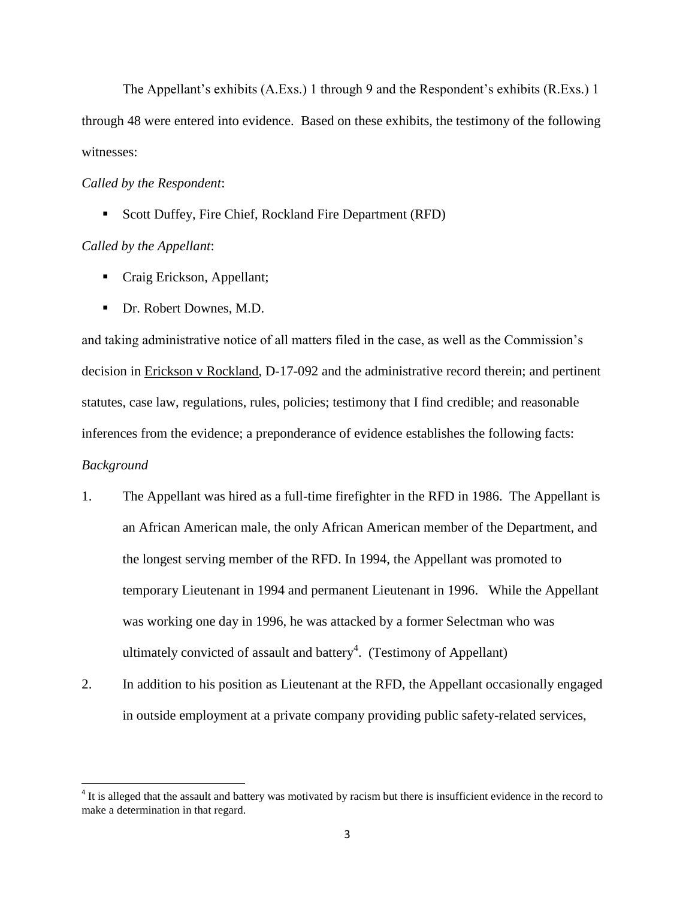The Appellant's exhibits (A.Exs.) 1 through 9 and the Respondent's exhibits (R.Exs.) 1 through 48 were entered into evidence. Based on these exhibits, the testimony of the following witnesses:

*Called by the Respondent*:

- Scott Duffey, Fire Chief, Rockland Fire Department (RFD)

*Called by the Appellant*:

- Craig Erickson, Appellant;
- Dr. Robert Downes, M.D.

and taking administrative notice of all matters filed in the case, as well as the Commission's decision in Erickson v Rockland, D-17-092 and the administrative record therein; and pertinent statutes, case law, regulations, rules, policies; testimony that I find credible; and reasonable inferences from the evidence; a preponderance of evidence establishes the following facts:

*Background*

1. The Appellant was hired as a full-time firefighter in the RFD in 1986. The Appellant is an African American male, the only African American member of the Department, and the longest serving member of the RFD. In 1994, the Appellant was promoted to temporary Lieutenant in 1994 and permanent Lieutenant in 1996. While the Appellant was working one day in 1996, he was attacked by a former Selectman who was ultimately convicted of assault and battery[4]. (Testimony of Appellant)

2. In addition to his position as Lieutenant at the RFD, the Appellant occasionally engaged in outside employment at a private company providing public safety-related services,

[4] It is alleged that the assault and battery was motivated by racism but there is insufficient evidence in the record to make a determination in that regard.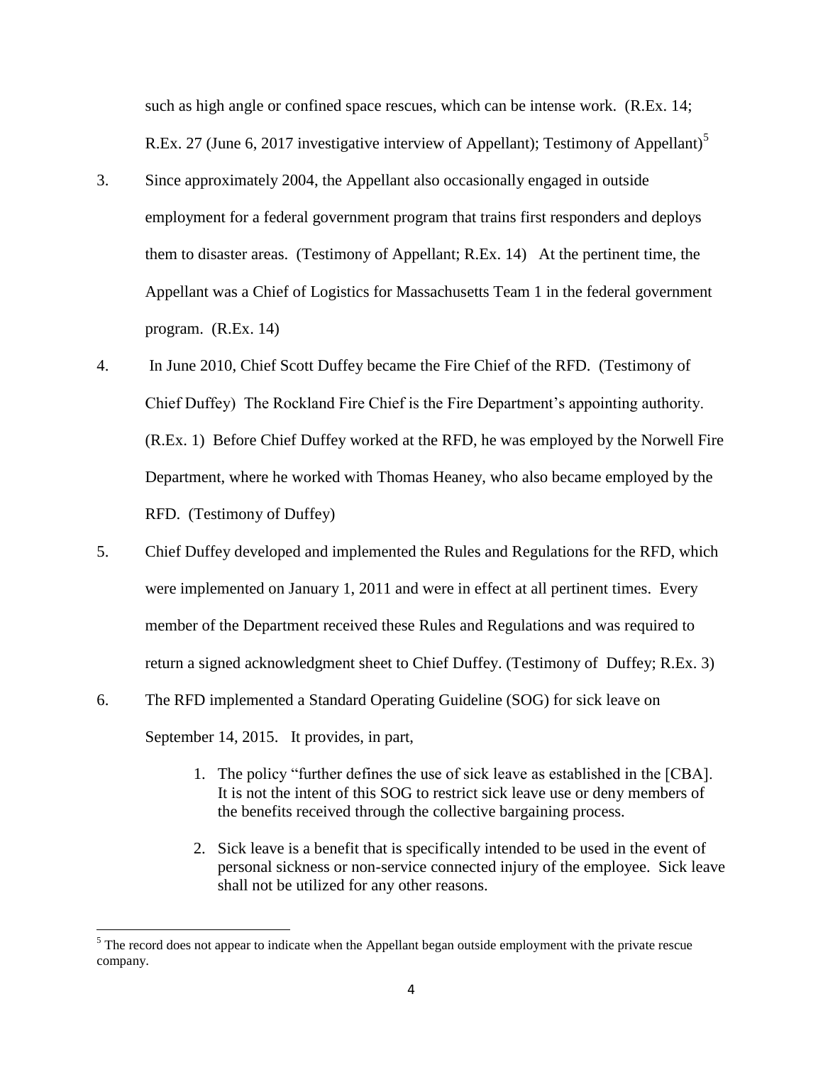such as high angle or confined space rescues, which can be intense work. (R.Ex. 14; R.Ex. 27 (June 6, 2017 investigative interview of Appellant); Testimony of Appellant)[5]

3. Since approximately 2004, the Appellant also occasionally engaged in outside employment for a federal government program that trains first responders and deploys them to disaster areas. (Testimony of Appellant; R.Ex. 14) At the pertinent time, the Appellant was a Chief of Logistics for Massachusetts Team 1 in the federal government program. (R.Ex. 14)

4. In June 2010, Chief Scott Duffey became the Fire Chief of the RFD. (Testimony of Chief Duffey) The Rockland Fire Chief is the Fire Department's appointing authority. (R.Ex. 1) Before Chief Duffey worked at the RFD, he was employed by the Norwell Fire Department, where he worked with Thomas Heaney, who also became employed by the RFD. (Testimony of Duffey)

5. Chief Duffey developed and implemented the Rules and Regulations for the RFD, which were implemented on January 1, 2011 and were in effect at all pertinent times. Every member of the Department received these Rules and Regulations and was required to return a signed acknowledgment sheet to Chief Duffey. (Testimony of Duffey; R.Ex. 3)

6. The RFD implemented a Standard Operating Guideline (SOG) for sick leave on September 14, 2015. It provides, in part,

    1. The policy "further defines the use of sick leave as established in the [CBA]. It is not the intent of this SOG to restrict sick leave use or deny members of the benefits received through the collective bargaining process.

    2. Sick leave is a benefit that is specifically intended to be used in the event of personal sickness or non-service connected injury of the employee. Sick leave shall not be utilized for any other reasons.

[5] The record does not appear to indicate when the Appellant began outside employment with the private rescue company.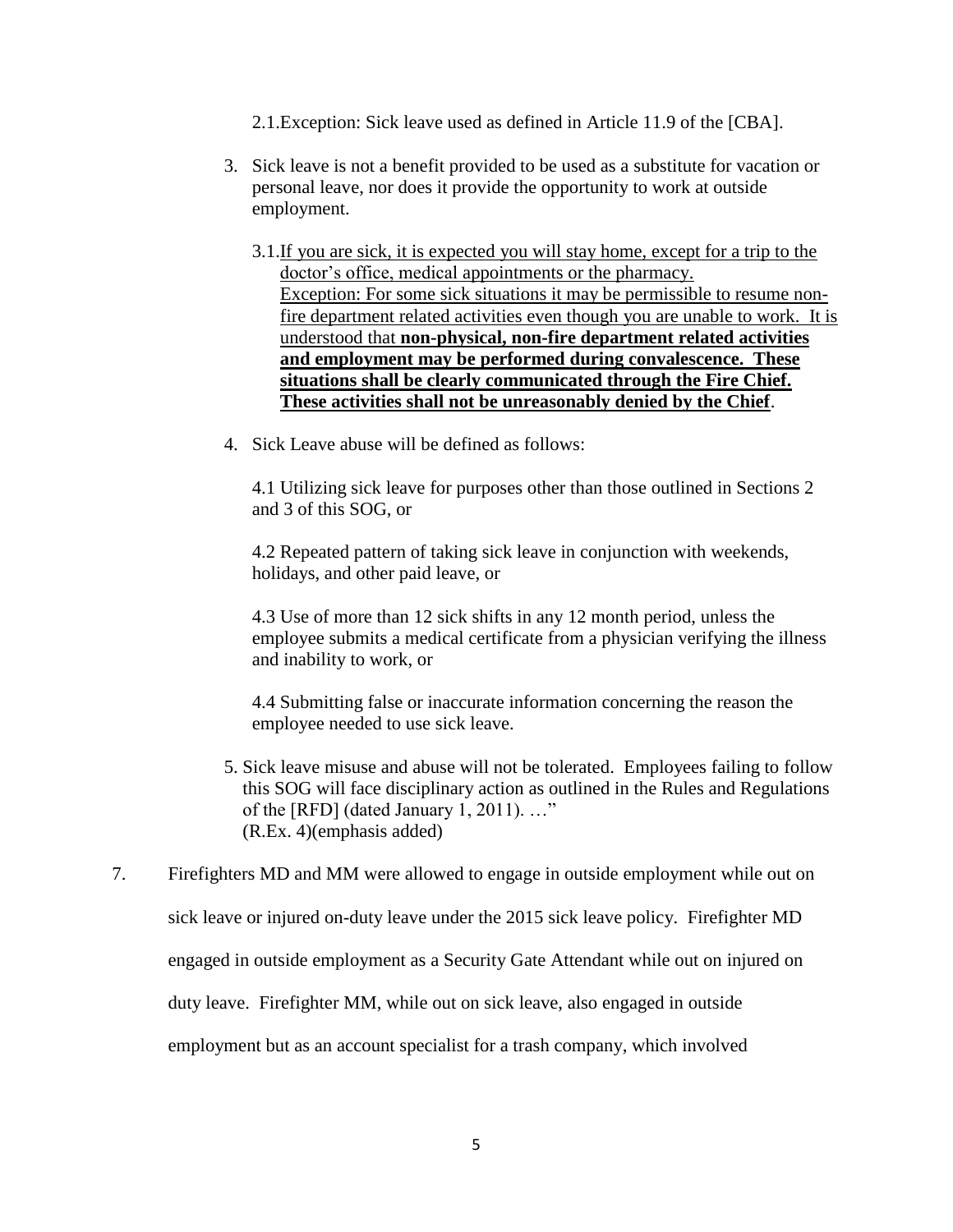2.1. Exception: Sick leave used as defined in Article 11.9 of the [CBA].

3. Sick leave is not a benefit provided to be used as a substitute for vacation or personal leave, nor does it provide the opportunity to work at outside employment.

   3.1. <u>If you are sick, it is expected you will stay home, except for a trip to the doctor's office, medical appointments or the pharmacy.</u>
   <u>Exception: For some sick situations it may be permissible to resume non-fire department related activities even though you are unable to work. It is understood that **non-physical, non-fire department related activities and employment may be performed during convalescence. These situations shall be clearly communicated through the Fire Chief. These activities shall not be unreasonably denied by the Chief**</u>.

4. Sick Leave abuse will be defined as follows:

   4.1 Utilizing sick leave for purposes other than those outlined in Sections 2 and 3 of this SOG, or

   4.2 Repeated pattern of taking sick leave in conjunction with weekends, holidays, and other paid leave, or

   4.3 Use of more than 12 sick shifts in any 12 month period, unless the employee submits a medical certificate from a physician verifying the illness and inability to work, or

   4.4 Submitting false or inaccurate information concerning the reason the employee needed to use sick leave.

5. Sick leave misuse and abuse will not be tolerated. Employees failing to follow this SOG will face disciplinary action as outlined in the Rules and Regulations of the [RFD] (dated January 1, 2011). …"
   (R.Ex. 4)(emphasis added)

7. Firefighters MD and MM were allowed to engage in outside employment while out on sick leave or injured on-duty leave under the 2015 sick leave policy. Firefighter MD engaged in outside employment as a Security Gate Attendant while out on injured on duty leave. Firefighter MM, while out on sick leave, also engaged in outside employment but as an account specialist for a trash company, which involved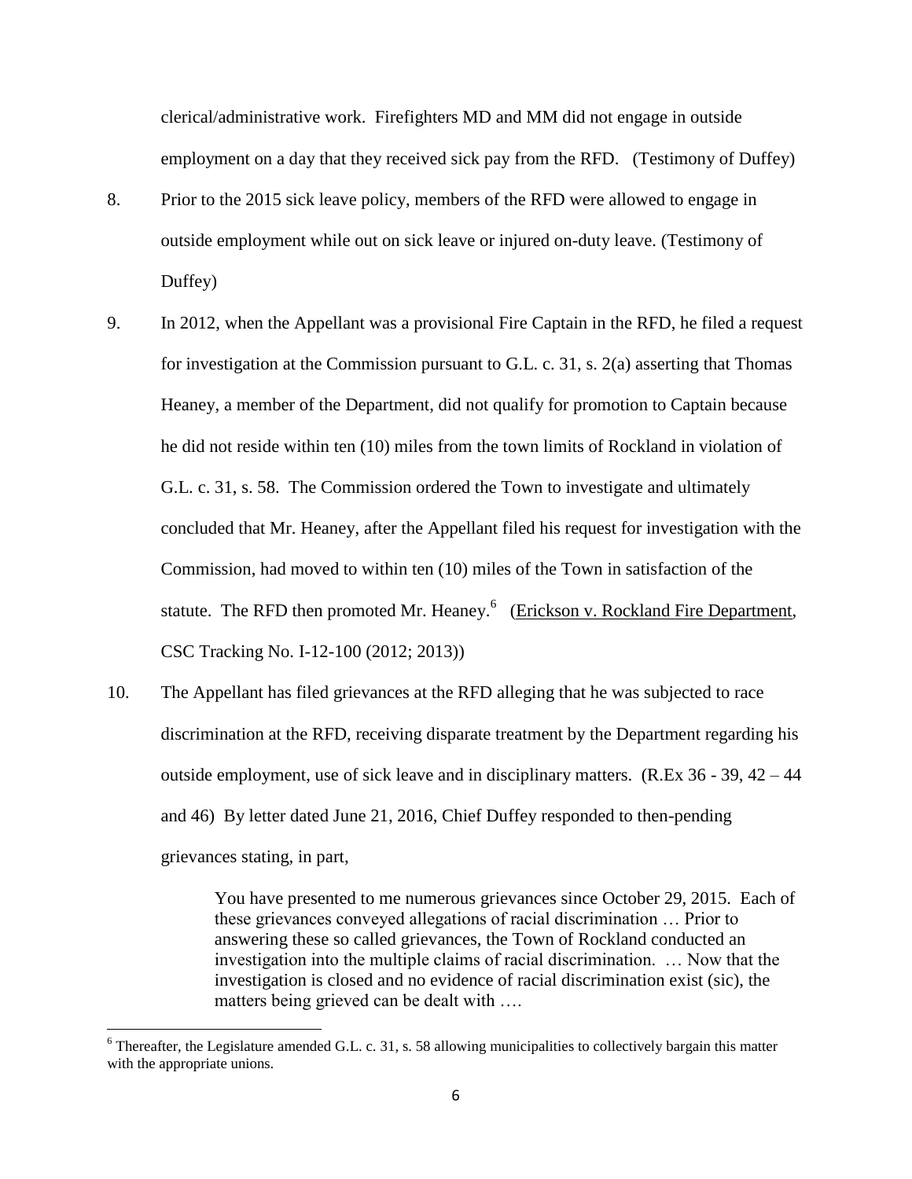clerical/administrative work. Firefighters MD and MM did not engage in outside employment on a day that they received sick pay from the RFD. (Testimony of Duffey)

8. Prior to the 2015 sick leave policy, members of the RFD were allowed to engage in outside employment while out on sick leave or injured on-duty leave. (Testimony of Duffey)

9. In 2012, when the Appellant was a provisional Fire Captain in the RFD, he filed a request for investigation at the Commission pursuant to G.L. c. 31, s. 2(a) asserting that Thomas Heaney, a member of the Department, did not qualify for promotion to Captain because he did not reside within ten (10) miles from the town limits of Rockland in violation of G.L. c. 31, s. 58. The Commission ordered the Town to investigate and ultimately concluded that Mr. Heaney, after the Appellant filed his request for investigation with the Commission, had moved to within ten (10) miles of the Town in satisfaction of the statute. The RFD then promoted Mr. Heaney.[6] (Erickson v. Rockland Fire Department, CSC Tracking No. I-12-100 (2012; 2013))

10. The Appellant has filed grievances at the RFD alleging that he was subjected to race discrimination at the RFD, receiving disparate treatment by the Department regarding his outside employment, use of sick leave and in disciplinary matters. (R.Ex 36 - 39, 42 – 44 and 46) By letter dated June 21, 2016, Chief Duffey responded to then-pending grievances stating, in part,

> You have presented to me numerous grievances since October 29, 2015. Each of these grievances conveyed allegations of racial discrimination … Prior to answering these so called grievances, the Town of Rockland conducted an investigation into the multiple claims of racial discrimination. … Now that the investigation is closed and no evidence of racial discrimination exist (sic), the matters being grieved can be dealt with ….

[6] Thereafter, the Legislature amended G.L. c. 31, s. 58 allowing municipalities to collectively bargain this matter with the appropriate unions.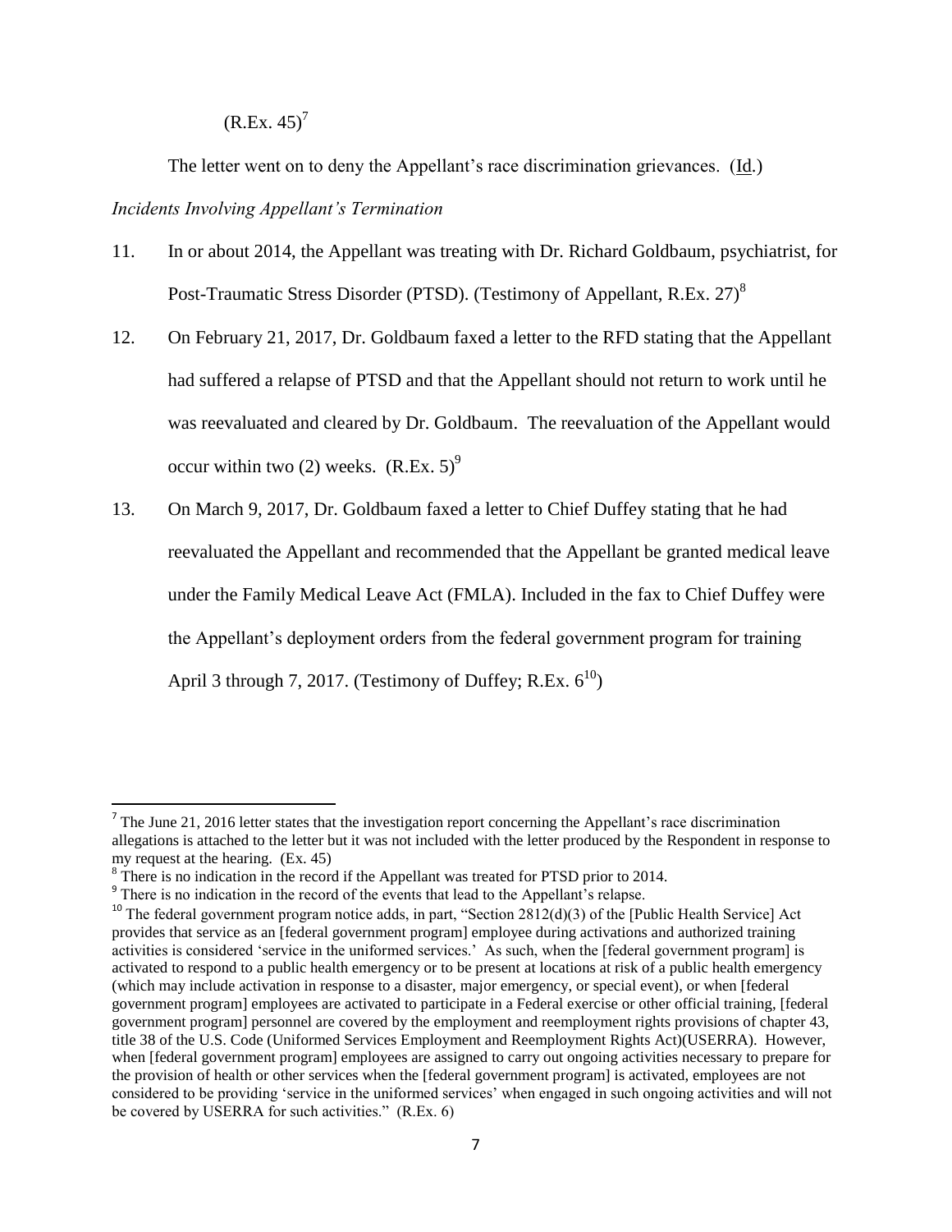(R.Ex. 45)[7]

The letter went on to deny the Appellant's race discrimination grievances. (Id.)

*Incidents Involving Appellant's Termination*

11. In or about 2014, the Appellant was treating with Dr. Richard Goldbaum, psychiatrist, for Post-Traumatic Stress Disorder (PTSD). (Testimony of Appellant, R.Ex. 27)[8]

12. On February 21, 2017, Dr. Goldbaum faxed a letter to the RFD stating that the Appellant had suffered a relapse of PTSD and that the Appellant should not return to work until he was reevaluated and cleared by Dr. Goldbaum. The reevaluation of the Appellant would occur within two (2) weeks. (R.Ex. 5)[9]

13. On March 9, 2017, Dr. Goldbaum faxed a letter to Chief Duffey stating that he had reevaluated the Appellant and recommended that the Appellant be granted medical leave under the Family Medical Leave Act (FMLA). Included in the fax to Chief Duffey were the Appellant's deployment orders from the federal government program for training April 3 through 7, 2017. (Testimony of Duffey; R.Ex. 6[10])

---

[7] The June 21, 2016 letter states that the investigation report concerning the Appellant's race discrimination allegations is attached to the letter but it was not included with the letter produced by the Respondent in response to my request at the hearing. (Ex. 45)

[8] There is no indication in the record if the Appellant was treated for PTSD prior to 2014.

[9] There is no indication in the record of the events that lead to the Appellant's relapse.

[10] The federal government program notice adds, in part, "Section 2812(d)(3) of the [Public Health Service] Act provides that service as an [federal government program] employee during activations and authorized training activities is considered 'service in the uniformed services.' As such, when the [federal government program] is activated to respond to a public health emergency or to be present at locations at risk of a public health emergency (which may include activation in response to a disaster, major emergency, or special event), or when [federal government program] employees are activated to participate in a Federal exercise or other official training, [federal government program] personnel are covered by the employment and reemployment rights provisions of chapter 43, title 38 of the U.S. Code (Uniformed Services Employment and Reemployment Rights Act)(USERRA). However, when [federal government program] employees are assigned to carry out ongoing activities necessary to prepare for the provision of health or other services when the [federal government program] is activated, employees are not considered to be providing 'service in the uniformed services' when engaged in such ongoing activities and will not be covered by USERRA for such activities." (R.Ex. 6)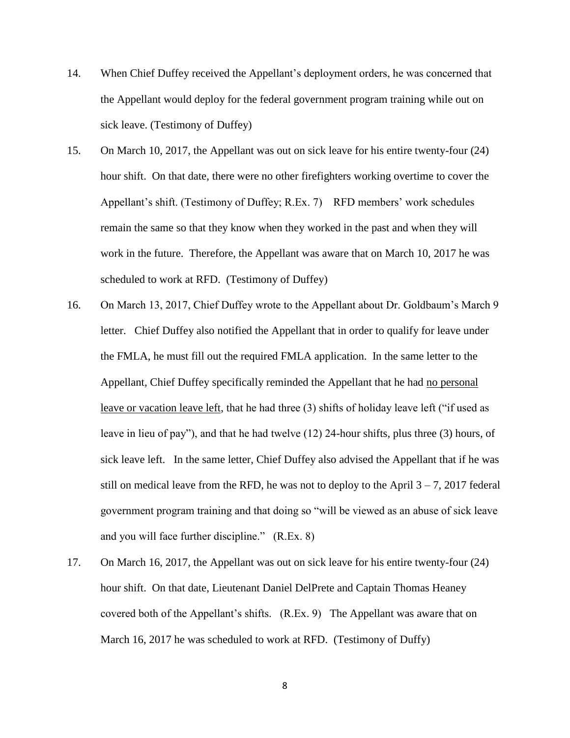14. When Chief Duffey received the Appellant's deployment orders, he was concerned that the Appellant would deploy for the federal government program training while out on sick leave. (Testimony of Duffey)

15. On March 10, 2017, the Appellant was out on sick leave for his entire twenty-four (24) hour shift. On that date, there were no other firefighters working overtime to cover the Appellant's shift. (Testimony of Duffey; R.Ex. 7) RFD members' work schedules remain the same so that they know when they worked in the past and when they will work in the future. Therefore, the Appellant was aware that on March 10, 2017 he was scheduled to work at RFD. (Testimony of Duffey)

16. On March 13, 2017, Chief Duffey wrote to the Appellant about Dr. Goldbaum's March 9 letter. Chief Duffey also notified the Appellant that in order to qualify for leave under the FMLA, he must fill out the required FMLA application. In the same letter to the Appellant, Chief Duffey specifically reminded the Appellant that he had <u>no personal leave or vacation leave left</u>, that he had three (3) shifts of holiday leave left ("if used as leave in lieu of pay"), and that he had twelve (12) 24-hour shifts, plus three (3) hours, of sick leave left. In the same letter, Chief Duffey also advised the Appellant that if he was still on medical leave from the RFD, he was not to deploy to the April 3 – 7, 2017 federal government program training and that doing so "will be viewed as an abuse of sick leave and you will face further discipline." (R.Ex. 8)

17. On March 16, 2017, the Appellant was out on sick leave for his entire twenty-four (24) hour shift. On that date, Lieutenant Daniel DelPrete and Captain Thomas Heaney covered both of the Appellant's shifts. (R.Ex. 9) The Appellant was aware that on March 16, 2017 he was scheduled to work at RFD. (Testimony of Duffy)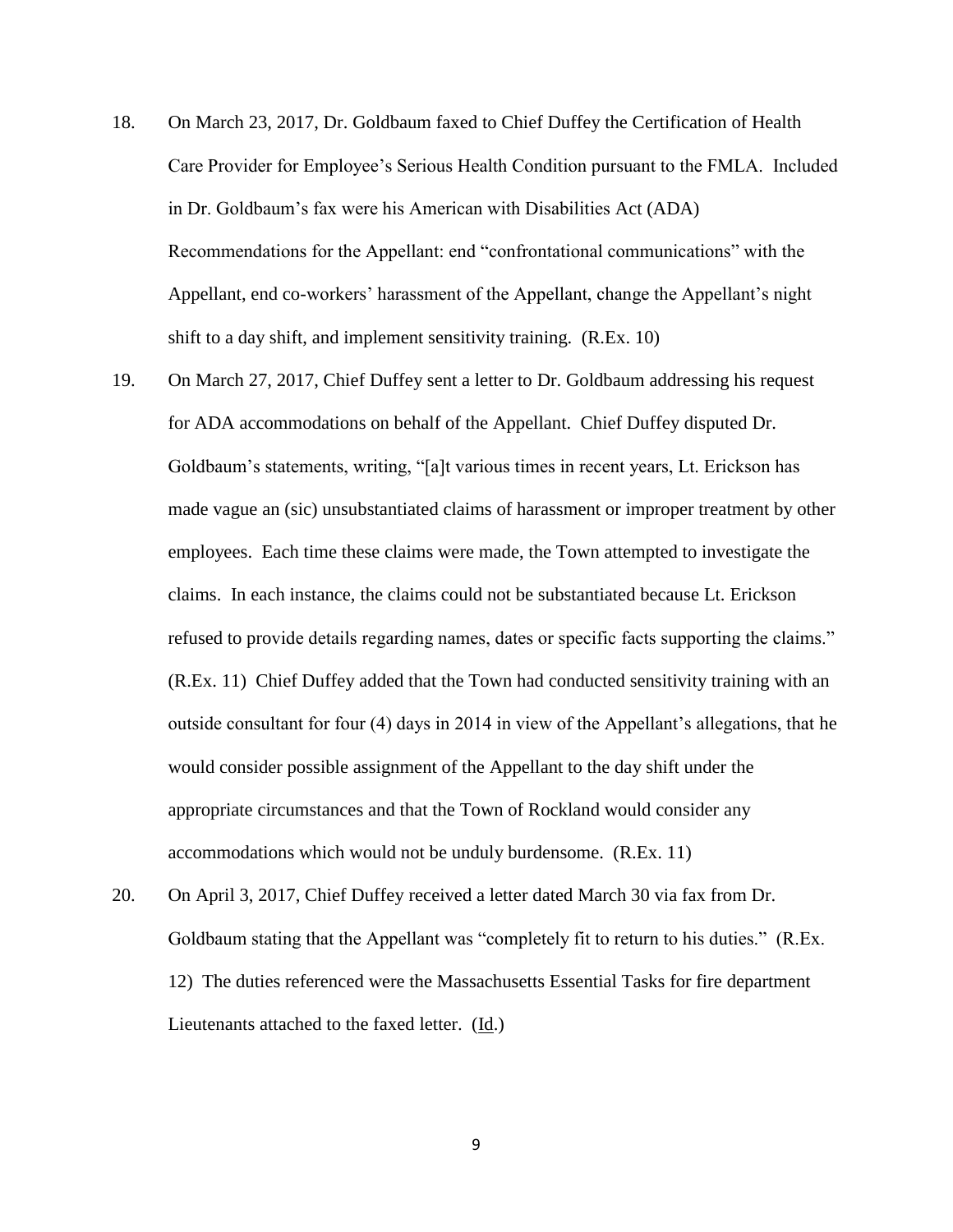18. On March 23, 2017, Dr. Goldbaum faxed to Chief Duffey the Certification of Health Care Provider for Employee's Serious Health Condition pursuant to the FMLA. Included in Dr. Goldbaum's fax were his American with Disabilities Act (ADA) Recommendations for the Appellant: end "confrontational communications" with the Appellant, end co-workers' harassment of the Appellant, change the Appellant's night shift to a day shift, and implement sensitivity training. (R.Ex. 10)

19. On March 27, 2017, Chief Duffey sent a letter to Dr. Goldbaum addressing his request for ADA accommodations on behalf of the Appellant. Chief Duffey disputed Dr. Goldbaum's statements, writing, "[a]t various times in recent years, Lt. Erickson has made vague an (sic) unsubstantiated claims of harassment or improper treatment by other employees. Each time these claims were made, the Town attempted to investigate the claims. In each instance, the claims could not be substantiated because Lt. Erickson refused to provide details regarding names, dates or specific facts supporting the claims." (R.Ex. 11) Chief Duffey added that the Town had conducted sensitivity training with an outside consultant for four (4) days in 2014 in view of the Appellant's allegations, that he would consider possible assignment of the Appellant to the day shift under the appropriate circumstances and that the Town of Rockland would consider any accommodations which would not be unduly burdensome. (R.Ex. 11)

20. On April 3, 2017, Chief Duffey received a letter dated March 30 via fax from Dr. Goldbaum stating that the Appellant was "completely fit to return to his duties." (R.Ex. 12) The duties referenced were the Massachusetts Essential Tasks for fire department Lieutenants attached to the faxed letter. (Id.)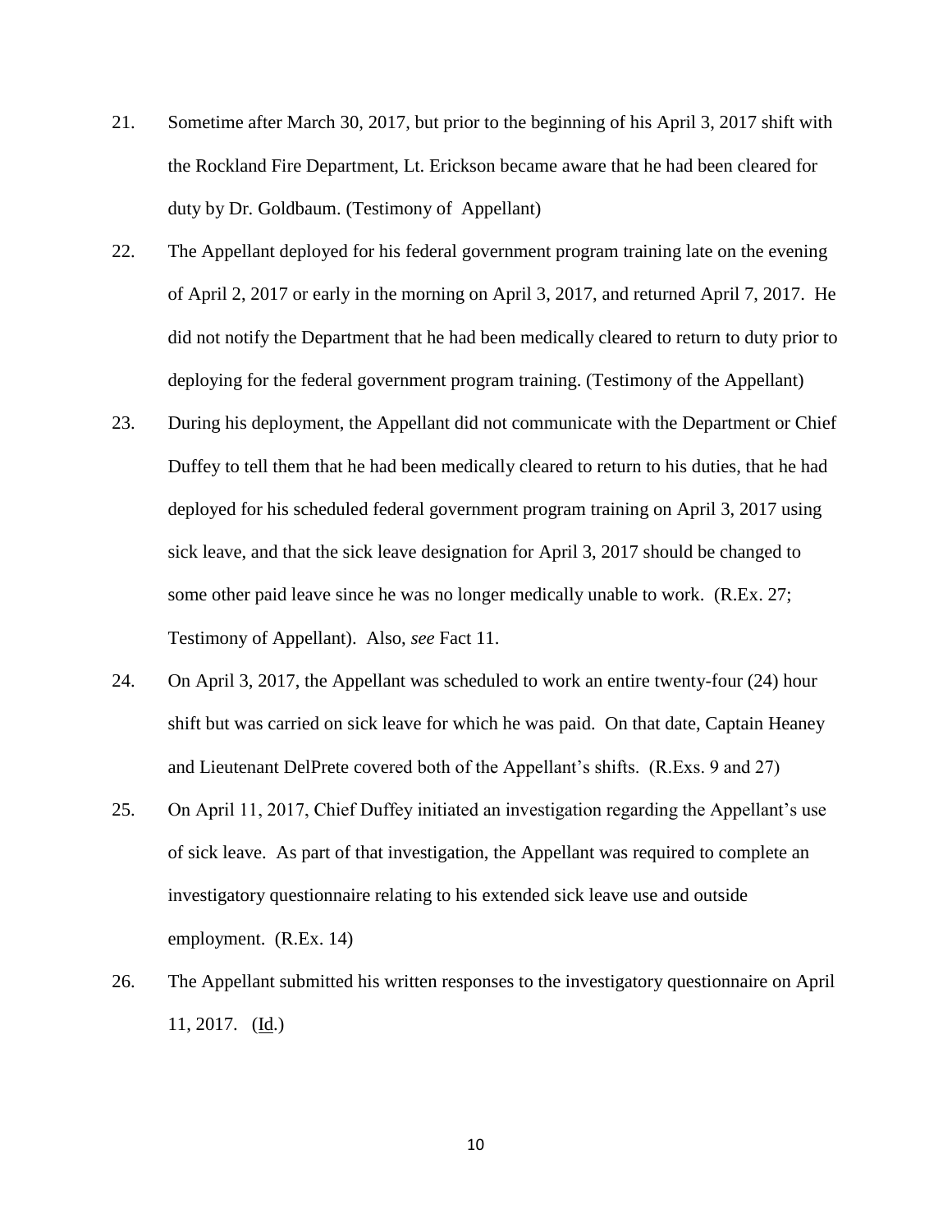21. Sometime after March 30, 2017, but prior to the beginning of his April 3, 2017 shift with the Rockland Fire Department, Lt. Erickson became aware that he had been cleared for duty by Dr. Goldbaum. (Testimony of Appellant)

22. The Appellant deployed for his federal government program training late on the evening of April 2, 2017 or early in the morning on April 3, 2017, and returned April 7, 2017. He did not notify the Department that he had been medically cleared to return to duty prior to deploying for the federal government program training. (Testimony of the Appellant)

23. During his deployment, the Appellant did not communicate with the Department or Chief Duffey to tell them that he had been medically cleared to return to his duties, that he had deployed for his scheduled federal government program training on April 3, 2017 using sick leave, and that the sick leave designation for April 3, 2017 should be changed to some other paid leave since he was no longer medically unable to work. (R.Ex. 27; Testimony of Appellant). Also, *see* Fact 11.

24. On April 3, 2017, the Appellant was scheduled to work an entire twenty-four (24) hour shift but was carried on sick leave for which he was paid. On that date, Captain Heaney and Lieutenant DelPrete covered both of the Appellant's shifts. (R.Exs. 9 and 27)

25. On April 11, 2017, Chief Duffey initiated an investigation regarding the Appellant's use of sick leave. As part of that investigation, the Appellant was required to complete an investigatory questionnaire relating to his extended sick leave use and outside employment. (R.Ex. 14)

26. The Appellant submitted his written responses to the investigatory questionnaire on April 11, 2017. (Id.)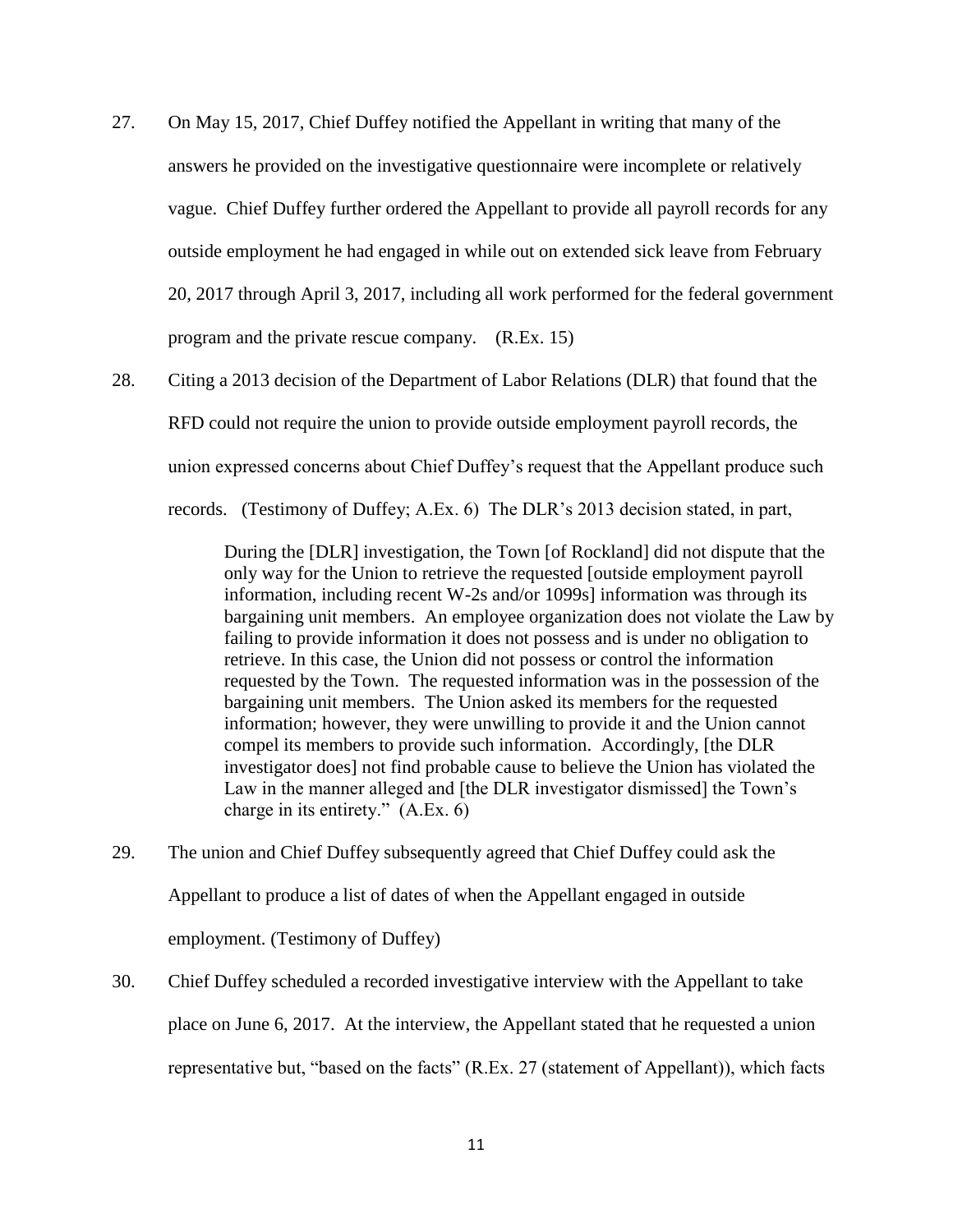27. On May 15, 2017, Chief Duffey notified the Appellant in writing that many of the answers he provided on the investigative questionnaire were incomplete or relatively vague. Chief Duffey further ordered the Appellant to provide all payroll records for any outside employment he had engaged in while out on extended sick leave from February 20, 2017 through April 3, 2017, including all work performed for the federal government program and the private rescue company. (R.Ex. 15)

28. Citing a 2013 decision of the Department of Labor Relations (DLR) that found that the RFD could not require the union to provide outside employment payroll records, the union expressed concerns about Chief Duffey's request that the Appellant produce such records. (Testimony of Duffey; A.Ex. 6) The DLR's 2013 decision stated, in part,

> During the [DLR] investigation, the Town [of Rockland] did not dispute that the only way for the Union to retrieve the requested [outside employment payroll information, including recent W-2s and/or 1099s] information was through its bargaining unit members. An employee organization does not violate the Law by failing to provide information it does not possess and is under no obligation to retrieve. In this case, the Union did not possess or control the information requested by the Town. The requested information was in the possession of the bargaining unit members. The Union asked its members for the requested information; however, they were unwilling to provide it and the Union cannot compel its members to provide such information. Accordingly, [the DLR investigator does] not find probable cause to believe the Union has violated the Law in the manner alleged and [the DLR investigator dismissed] the Town's charge in its entirety." (A.Ex. 6)

29. The union and Chief Duffey subsequently agreed that Chief Duffey could ask the Appellant to produce a list of dates of when the Appellant engaged in outside employment. (Testimony of Duffey)

30. Chief Duffey scheduled a recorded investigative interview with the Appellant to take place on June 6, 2017. At the interview, the Appellant stated that he requested a union representative but, "based on the facts" (R.Ex. 27 (statement of Appellant)), which facts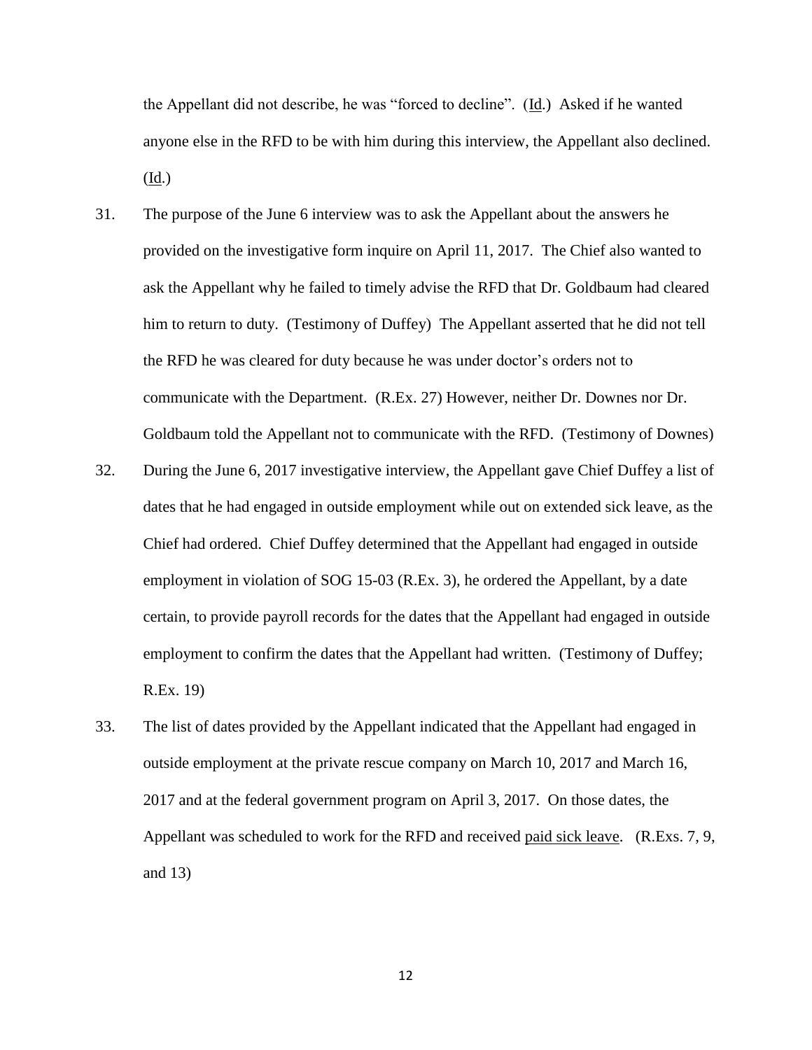the Appellant did not describe, he was "forced to decline". (Id.) Asked if he wanted anyone else in the RFD to be with him during this interview, the Appellant also declined. (Id.)

31. The purpose of the June 6 interview was to ask the Appellant about the answers he provided on the investigative form inquire on April 11, 2017. The Chief also wanted to ask the Appellant why he failed to timely advise the RFD that Dr. Goldbaum had cleared him to return to duty. (Testimony of Duffey) The Appellant asserted that he did not tell the RFD he was cleared for duty because he was under doctor's orders not to communicate with the Department. (R.Ex. 27) However, neither Dr. Downes nor Dr. Goldbaum told the Appellant not to communicate with the RFD. (Testimony of Downes)

32. During the June 6, 2017 investigative interview, the Appellant gave Chief Duffey a list of dates that he had engaged in outside employment while out on extended sick leave, as the Chief had ordered. Chief Duffey determined that the Appellant had engaged in outside employment in violation of SOG 15-03 (R.Ex. 3), he ordered the Appellant, by a date certain, to provide payroll records for the dates that the Appellant had engaged in outside employment to confirm the dates that the Appellant had written. (Testimony of Duffey; R.Ex. 19)

33. The list of dates provided by the Appellant indicated that the Appellant had engaged in outside employment at the private rescue company on March 10, 2017 and March 16, 2017 and at the federal government program on April 3, 2017. On those dates, the Appellant was scheduled to work for the RFD and received paid sick leave. (R.Exs. 7, 9, and 13)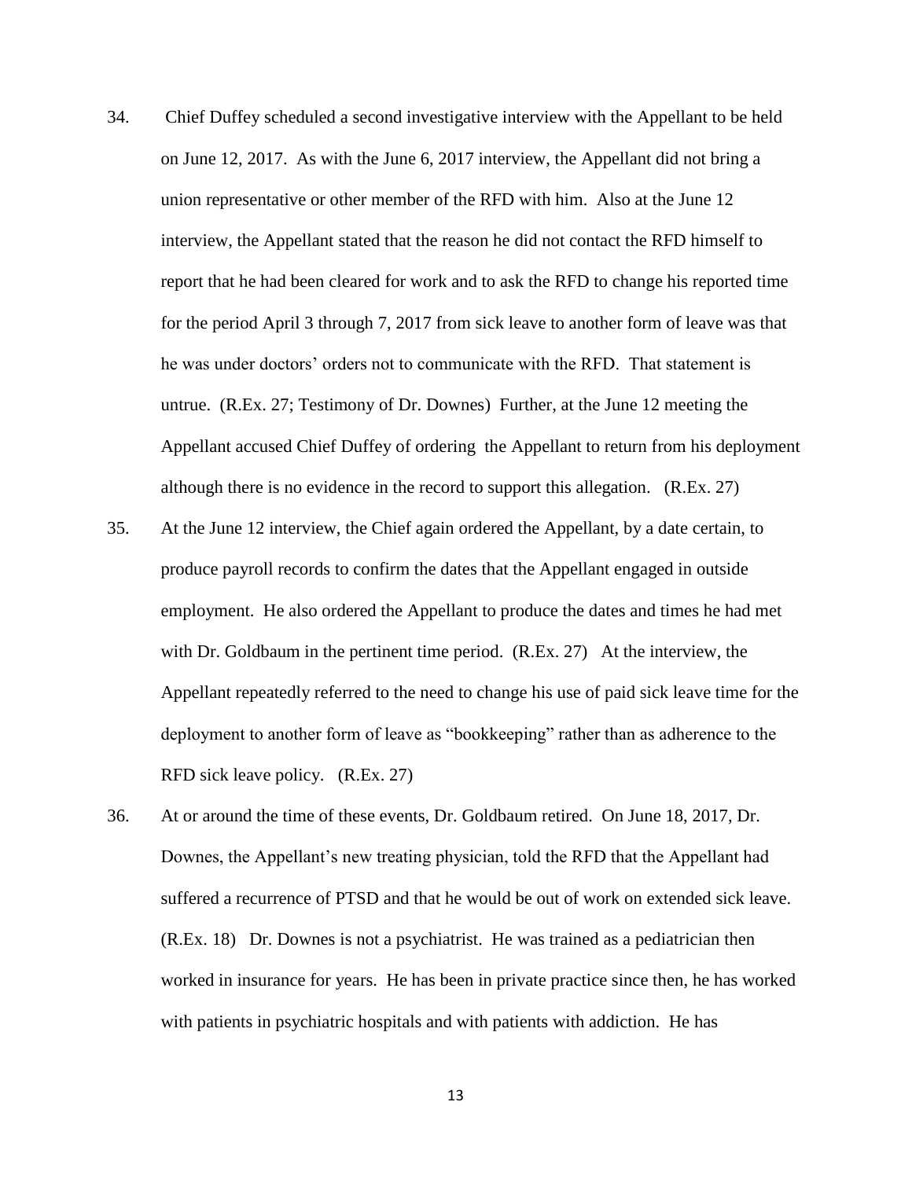34. Chief Duffey scheduled a second investigative interview with the Appellant to be held on June 12, 2017. As with the June 6, 2017 interview, the Appellant did not bring a union representative or other member of the RFD with him. Also at the June 12 interview, the Appellant stated that the reason he did not contact the RFD himself to report that he had been cleared for work and to ask the RFD to change his reported time for the period April 3 through 7, 2017 from sick leave to another form of leave was that he was under doctors' orders not to communicate with the RFD. That statement is untrue. (R.Ex. 27; Testimony of Dr. Downes) Further, at the June 12 meeting the Appellant accused Chief Duffey of ordering the Appellant to return from his deployment although there is no evidence in the record to support this allegation. (R.Ex. 27)

35. At the June 12 interview, the Chief again ordered the Appellant, by a date certain, to produce payroll records to confirm the dates that the Appellant engaged in outside employment. He also ordered the Appellant to produce the dates and times he had met with Dr. Goldbaum in the pertinent time period. (R.Ex. 27) At the interview, the Appellant repeatedly referred to the need to change his use of paid sick leave time for the deployment to another form of leave as "bookkeeping" rather than as adherence to the RFD sick leave policy. (R.Ex. 27)

36. At or around the time of these events, Dr. Goldbaum retired. On June 18, 2017, Dr. Downes, the Appellant's new treating physician, told the RFD that the Appellant had suffered a recurrence of PTSD and that he would be out of work on extended sick leave. (R.Ex. 18) Dr. Downes is not a psychiatrist. He was trained as a pediatrician then worked in insurance for years. He has been in private practice since then, he has worked with patients in psychiatric hospitals and with patients with addiction. He has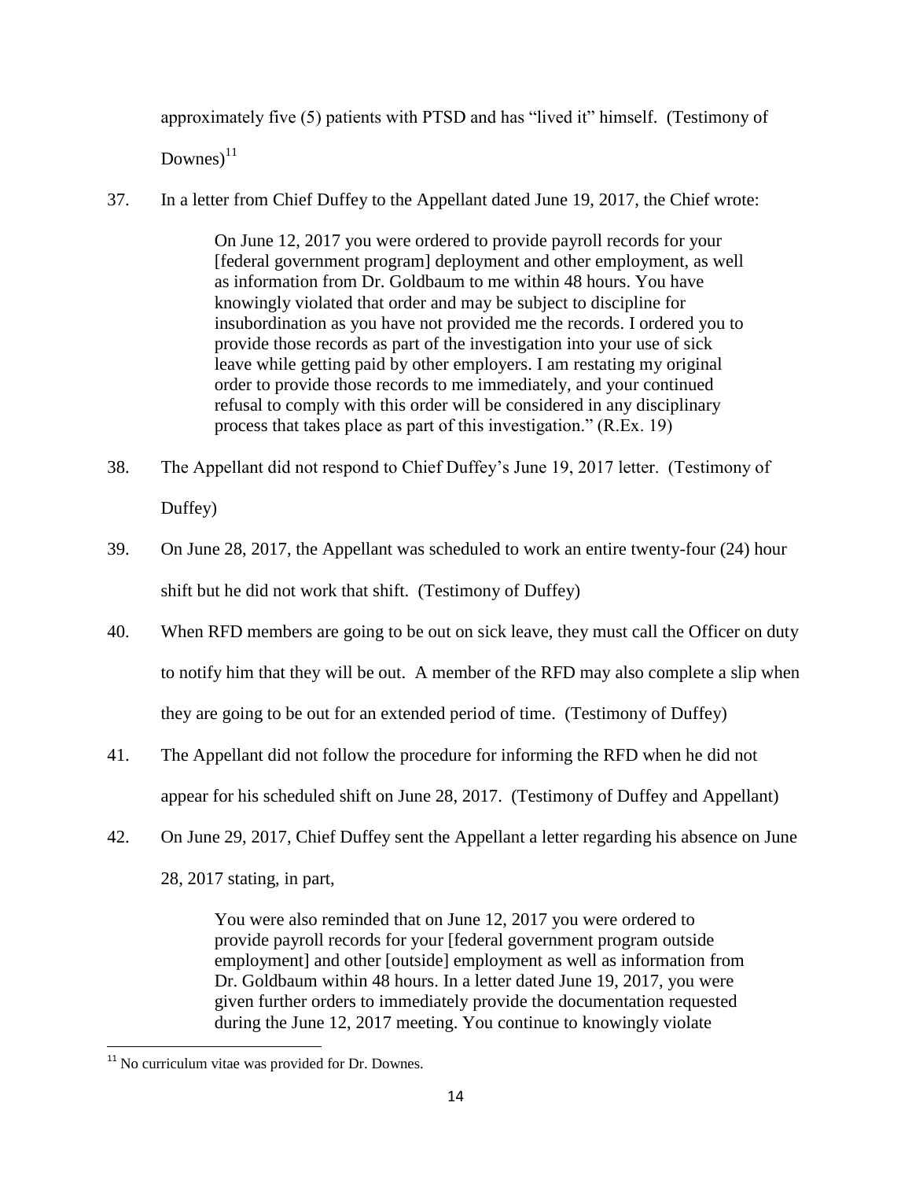approximately five (5) patients with PTSD and has "lived it" himself. (Testimony of Downes)[11]

37. In a letter from Chief Duffey to the Appellant dated June 19, 2017, the Chief wrote:

> On June 12, 2017 you were ordered to provide payroll records for your [federal government program] deployment and other employment, as well as information from Dr. Goldbaum to me within 48 hours. You have knowingly violated that order and may be subject to discipline for insubordination as you have not provided me the records. I ordered you to provide those records as part of the investigation into your use of sick leave while getting paid by other employers. I am restating my original order to provide those records to me immediately, and your continued refusal to comply with this order will be considered in any disciplinary process that takes place as part of this investigation." (R.Ex. 19)

38. The Appellant did not respond to Chief Duffey's June 19, 2017 letter. (Testimony of Duffey)

39. On June 28, 2017, the Appellant was scheduled to work an entire twenty-four (24) hour shift but he did not work that shift. (Testimony of Duffey)

40. When RFD members are going to be out on sick leave, they must call the Officer on duty to notify him that they will be out. A member of the RFD may also complete a slip when they are going to be out for an extended period of time. (Testimony of Duffey)

41. The Appellant did not follow the procedure for informing the RFD when he did not appear for his scheduled shift on June 28, 2017. (Testimony of Duffey and Appellant)

42. On June 29, 2017, Chief Duffey sent the Appellant a letter regarding his absence on June 28, 2017 stating, in part,

> You were also reminded that on June 12, 2017 you were ordered to provide payroll records for your [federal government program outside employment] and other [outside] employment as well as information from Dr. Goldbaum within 48 hours. In a letter dated June 19, 2017, you were given further orders to immediately provide the documentation requested during the June 12, 2017 meeting. You continue to knowingly violate

---

[11] No curriculum vitae was provided for Dr. Downes.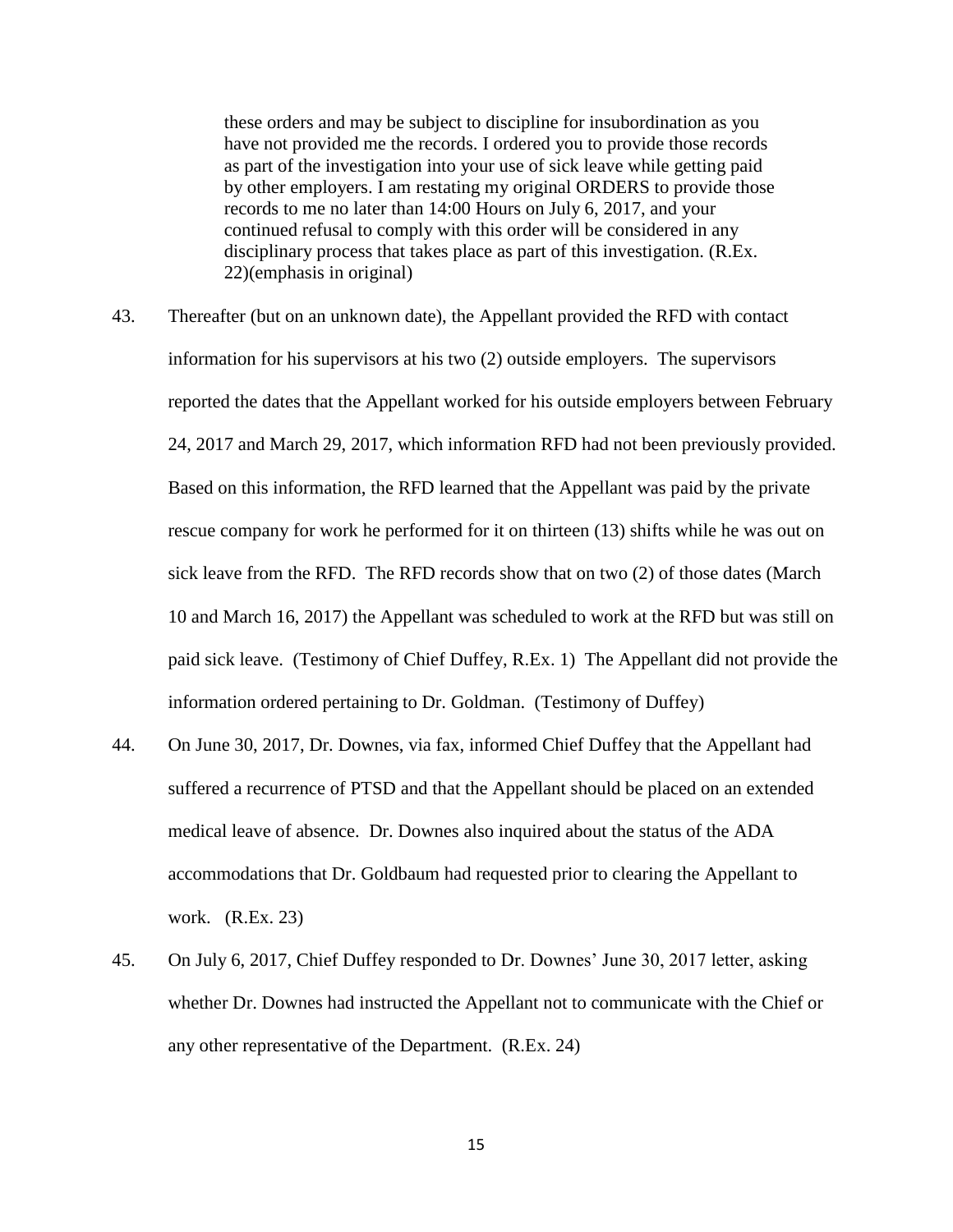> these orders and may be subject to discipline for insubordination as you have not provided me the records. I ordered you to provide those records as part of the investigation into your use of sick leave while getting paid by other employers. I am restating my original ORDERS to provide those records to me no later than 14:00 Hours on July 6, 2017, and your continued refusal to comply with this order will be considered in any disciplinary process that takes place as part of this investigation. (R.Ex. 22)(emphasis in original)

43. Thereafter (but on an unknown date), the Appellant provided the RFD with contact information for his supervisors at his two (2) outside employers. The supervisors reported the dates that the Appellant worked for his outside employers between February 24, 2017 and March 29, 2017, which information RFD had not been previously provided. Based on this information, the RFD learned that the Appellant was paid by the private rescue company for work he performed for it on thirteen (13) shifts while he was out on sick leave from the RFD. The RFD records show that on two (2) of those dates (March 10 and March 16, 2017) the Appellant was scheduled to work at the RFD but was still on paid sick leave. (Testimony of Chief Duffey, R.Ex. 1) The Appellant did not provide the information ordered pertaining to Dr. Goldman. (Testimony of Duffey)

44. On June 30, 2017, Dr. Downes, via fax, informed Chief Duffey that the Appellant had suffered a recurrence of PTSD and that the Appellant should be placed on an extended medical leave of absence. Dr. Downes also inquired about the status of the ADA accommodations that Dr. Goldbaum had requested prior to clearing the Appellant to work. (R.Ex. 23)

45. On July 6, 2017, Chief Duffey responded to Dr. Downes' June 30, 2017 letter, asking whether Dr. Downes had instructed the Appellant not to communicate with the Chief or any other representative of the Department. (R.Ex. 24)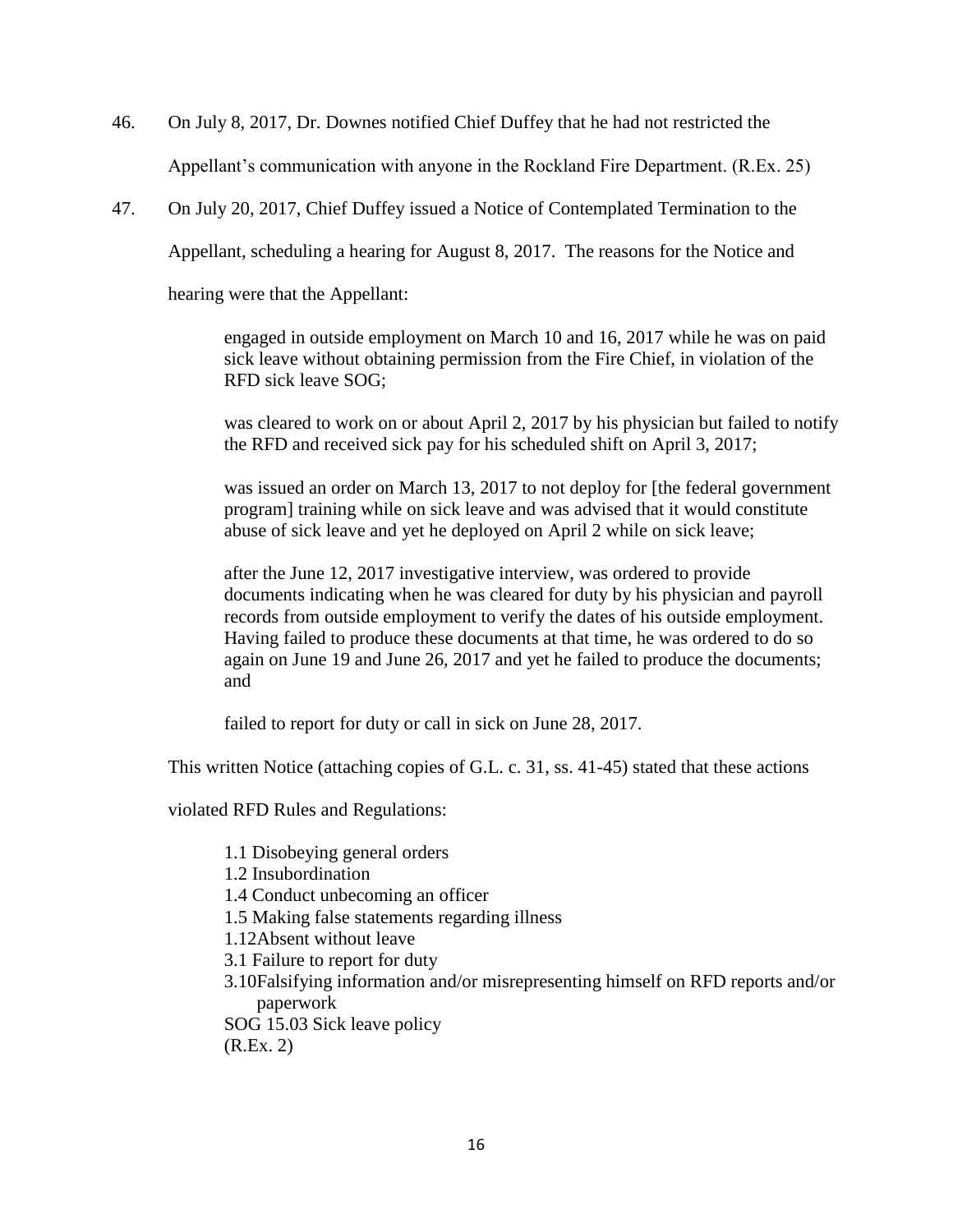46. On July 8, 2017, Dr. Downes notified Chief Duffey that he had not restricted the Appellant's communication with anyone in the Rockland Fire Department. (R.Ex. 25)

47. On July 20, 2017, Chief Duffey issued a Notice of Contemplated Termination to the Appellant, scheduling a hearing for August 8, 2017. The reasons for the Notice and hearing were that the Appellant:

> engaged in outside employment on March 10 and 16, 2017 while he was on paid sick leave without obtaining permission from the Fire Chief, in violation of the RFD sick leave SOG;
>
> was cleared to work on or about April 2, 2017 by his physician but failed to notify the RFD and received sick pay for his scheduled shift on April 3, 2017;
>
> was issued an order on March 13, 2017 to not deploy for [the federal government program] training while on sick leave and was advised that it would constitute abuse of sick leave and yet he deployed on April 2 while on sick leave;
>
> after the June 12, 2017 investigative interview, was ordered to provide documents indicating when he was cleared for duty by his physician and payroll records from outside employment to verify the dates of his outside employment. Having failed to produce these documents at that time, he was ordered to do so again on June 19 and June 26, 2017 and yet he failed to produce the documents; and
>
> failed to report for duty or call in sick on June 28, 2017.

This written Notice (attaching copies of G.L. c. 31, ss. 41-45) stated that these actions violated RFD Rules and Regulations:

> 1.1 Disobeying general orders
> 1.2 Insubordination
> 1.4 Conduct unbecoming an officer
> 1.5 Making false statements regarding illness
> 1.12Absent without leave
> 3.1 Failure to report for duty
> 3.10Falsifying information and/or misrepresenting himself on RFD reports and/or paperwork
> SOG 15.03 Sick leave policy
> (R.Ex. 2)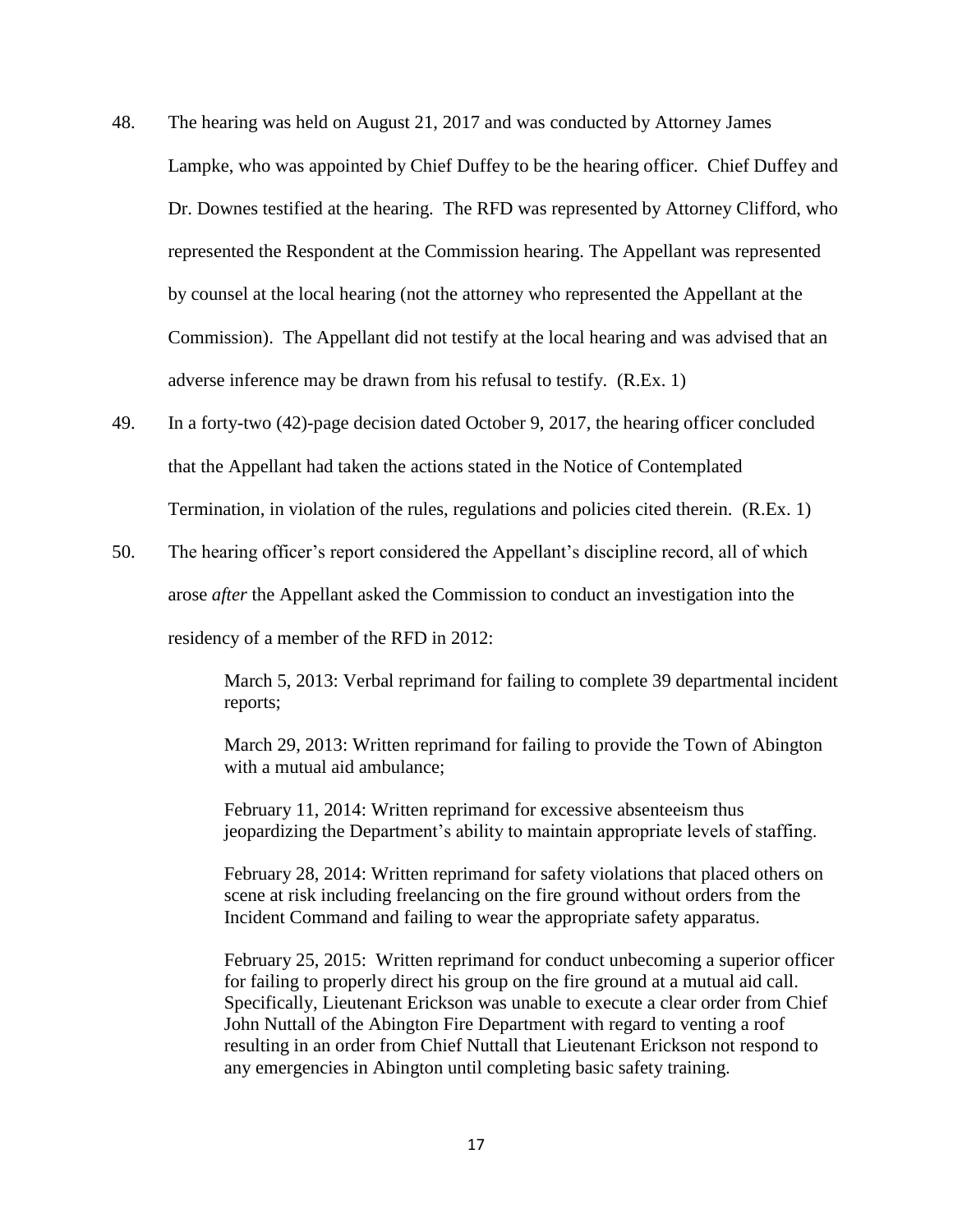48. The hearing was held on August 21, 2017 and was conducted by Attorney James Lampke, who was appointed by Chief Duffey to be the hearing officer. Chief Duffey and Dr. Downes testified at the hearing. The RFD was represented by Attorney Clifford, who represented the Respondent at the Commission hearing. The Appellant was represented by counsel at the local hearing (not the attorney who represented the Appellant at the Commission). The Appellant did not testify at the local hearing and was advised that an adverse inference may be drawn from his refusal to testify. (R.Ex. 1)

49. In a forty-two (42)-page decision dated October 9, 2017, the hearing officer concluded that the Appellant had taken the actions stated in the Notice of Contemplated Termination, in violation of the rules, regulations and policies cited therein. (R.Ex. 1)

50. The hearing officer's report considered the Appellant's discipline record, all of which arose *after* the Appellant asked the Commission to conduct an investigation into the residency of a member of the RFD in 2012:

> March 5, 2013: Verbal reprimand for failing to complete 39 departmental incident reports;
>
> March 29, 2013: Written reprimand for failing to provide the Town of Abington with a mutual aid ambulance;
>
> February 11, 2014: Written reprimand for excessive absenteeism thus jeopardizing the Department's ability to maintain appropriate levels of staffing.
>
> February 28, 2014: Written reprimand for safety violations that placed others on scene at risk including freelancing on the fire ground without orders from the Incident Command and failing to wear the appropriate safety apparatus.
>
> February 25, 2015: Written reprimand for conduct unbecoming a superior officer for failing to properly direct his group on the fire ground at a mutual aid call. Specifically, Lieutenant Erickson was unable to execute a clear order from Chief John Nuttall of the Abington Fire Department with regard to venting a roof resulting in an order from Chief Nuttall that Lieutenant Erickson not respond to any emergencies in Abington until completing basic safety training.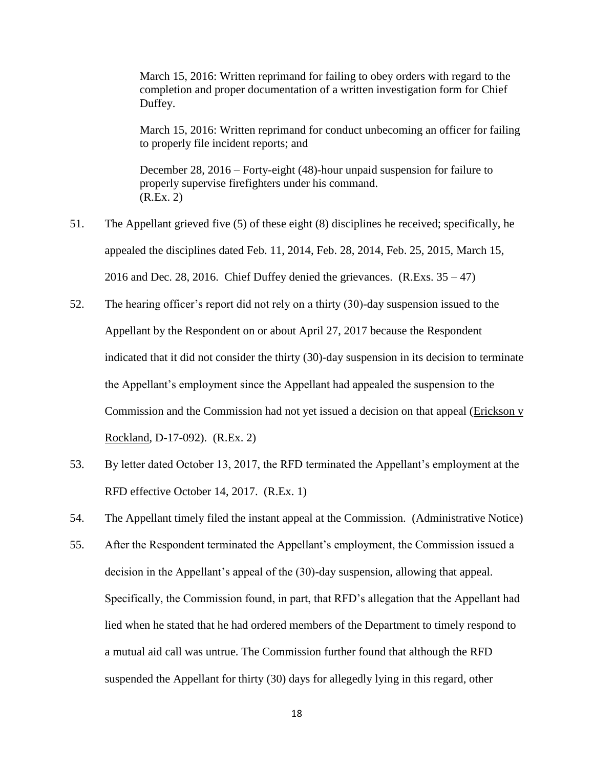March 15, 2016: Written reprimand for failing to obey orders with regard to the completion and proper documentation of a written investigation form for Chief Duffey.

March 15, 2016: Written reprimand for conduct unbecoming an officer for failing to properly file incident reports; and

December 28, 2016 – Forty-eight (48)-hour unpaid suspension for failure to properly supervise firefighters under his command.
(R.Ex. 2)

51. The Appellant grieved five (5) of these eight (8) disciplines he received; specifically, he appealed the disciplines dated Feb. 11, 2014, Feb. 28, 2014, Feb. 25, 2015, March 15, 2016 and Dec. 28, 2016. Chief Duffey denied the grievances. (R.Exs. 35 – 47)

52. The hearing officer's report did not rely on a thirty (30)-day suspension issued to the Appellant by the Respondent on or about April 27, 2017 because the Respondent indicated that it did not consider the thirty (30)-day suspension in its decision to terminate the Appellant's employment since the Appellant had appealed the suspension to the Commission and the Commission had not yet issued a decision on that appeal (Erickson v Rockland, D-17-092). (R.Ex. 2)

53. By letter dated October 13, 2017, the RFD terminated the Appellant's employment at the RFD effective October 14, 2017. (R.Ex. 1)

54. The Appellant timely filed the instant appeal at the Commission. (Administrative Notice)

55. After the Respondent terminated the Appellant's employment, the Commission issued a decision in the Appellant's appeal of the (30)-day suspension, allowing that appeal. Specifically, the Commission found, in part, that RFD's allegation that the Appellant had lied when he stated that he had ordered members of the Department to timely respond to a mutual aid call was untrue. The Commission further found that although the RFD suspended the Appellant for thirty (30) days for allegedly lying in this regard, other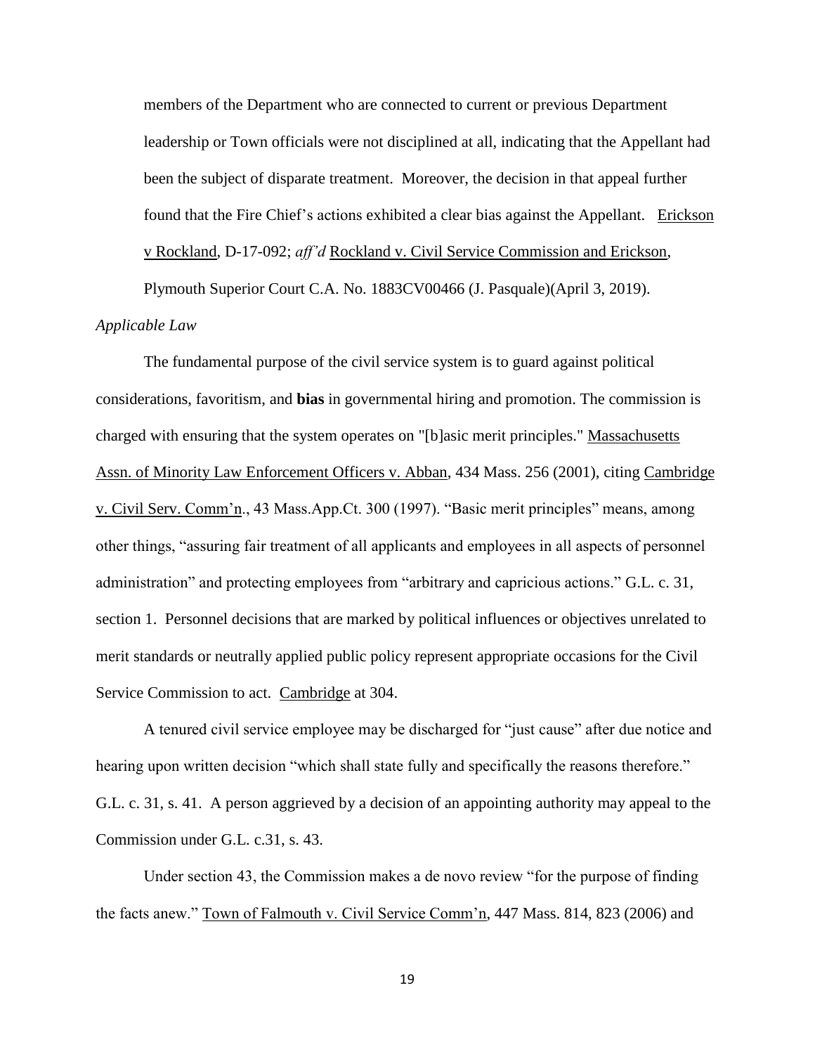members of the Department who are connected to current or previous Department leadership or Town officials were not disciplined at all, indicating that the Appellant had been the subject of disparate treatment. Moreover, the decision in that appeal further found that the Fire Chief's actions exhibited a clear bias against the Appellant. Erickson v Rockland, D-17-092; *aff'd* Rockland v. Civil Service Commission and Erickson, Plymouth Superior Court C.A. No. 1883CV00466 (J. Pasquale)(April 3, 2019).

*Applicable Law*

The fundamental purpose of the civil service system is to guard against political considerations, favoritism, and **bias** in governmental hiring and promotion. The commission is charged with ensuring that the system operates on "[b]asic merit principles." Massachusetts Assn. of Minority Law Enforcement Officers v. Abban, 434 Mass. 256 (2001), citing Cambridge v. Civil Serv. Comm'n., 43 Mass.App.Ct. 300 (1997). "Basic merit principles" means, among other things, "assuring fair treatment of all applicants and employees in all aspects of personnel administration" and protecting employees from "arbitrary and capricious actions." G.L. c. 31, section 1. Personnel decisions that are marked by political influences or objectives unrelated to merit standards or neutrally applied public policy represent appropriate occasions for the Civil Service Commission to act. Cambridge at 304.

A tenured civil service employee may be discharged for "just cause" after due notice and hearing upon written decision "which shall state fully and specifically the reasons therefore." G.L. c. 31, s. 41. A person aggrieved by a decision of an appointing authority may appeal to the Commission under G.L. c.31, s. 43.

Under section 43, the Commission makes a de novo review "for the purpose of finding the facts anew." Town of Falmouth v. Civil Service Comm'n, 447 Mass. 814, 823 (2006) and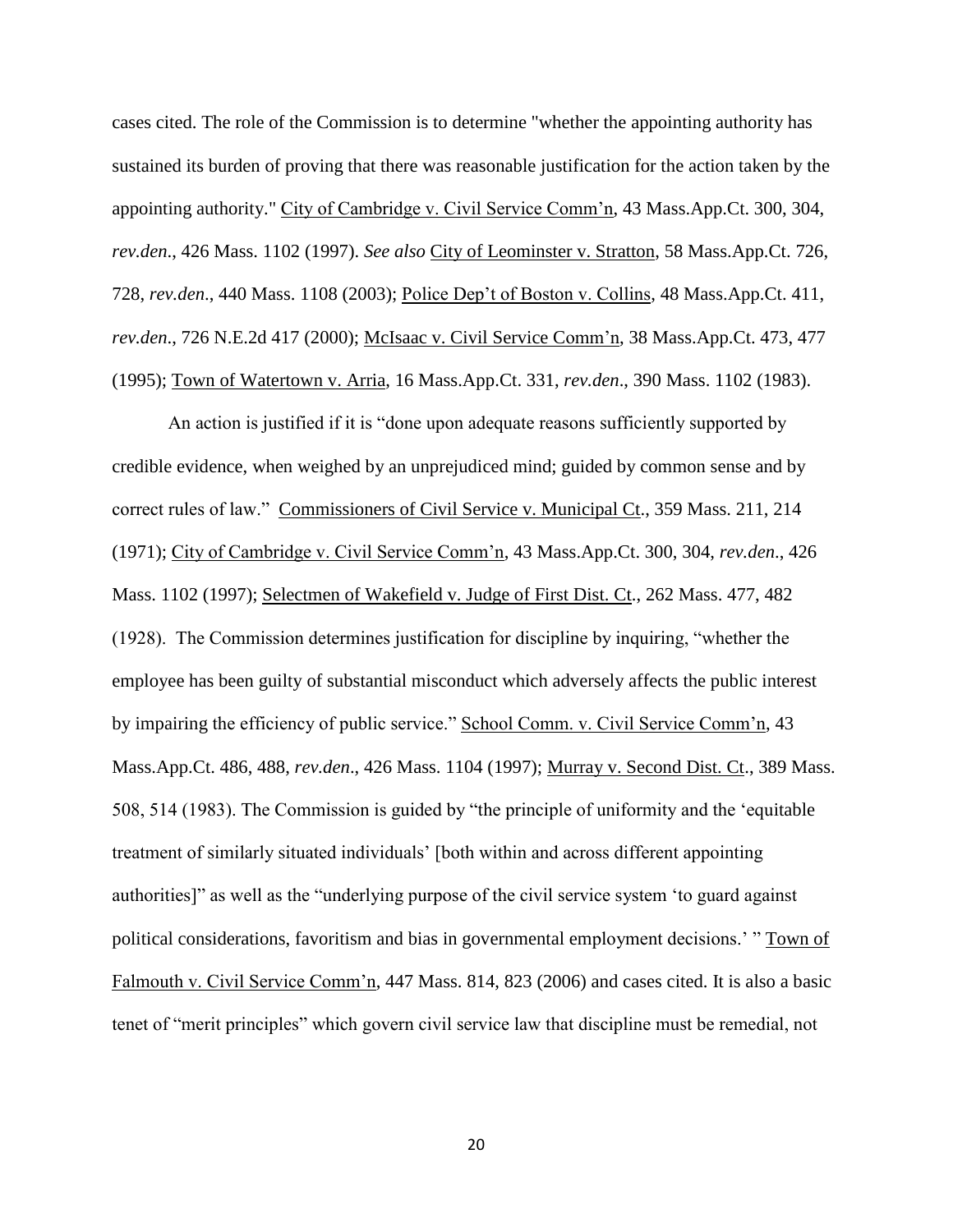cases cited. The role of the Commission is to determine "whether the appointing authority has sustained its burden of proving that there was reasonable justification for the action taken by the appointing authority." City of Cambridge v. Civil Service Comm'n, 43 Mass.App.Ct. 300, 304, *rev.den*., 426 Mass. 1102 (1997). *See also* City of Leominster v. Stratton, 58 Mass.App.Ct. 726, 728, *rev.den*., 440 Mass. 1108 (2003); Police Dep't of Boston v. Collins, 48 Mass.App.Ct. 411, *rev.den*., 726 N.E.2d 417 (2000); McIsaac v. Civil Service Comm'n, 38 Mass.App.Ct. 473, 477 (1995); Town of Watertown v. Arria, 16 Mass.App.Ct. 331, *rev.den*., 390 Mass. 1102 (1983).

An action is justified if it is "done upon adequate reasons sufficiently supported by credible evidence, when weighed by an unprejudiced mind; guided by common sense and by correct rules of law." Commissioners of Civil Service v. Municipal Ct., 359 Mass. 211, 214 (1971); City of Cambridge v. Civil Service Comm'n, 43 Mass.App.Ct. 300, 304, *rev.den*., 426 Mass. 1102 (1997); Selectmen of Wakefield v. Judge of First Dist. Ct., 262 Mass. 477, 482 (1928). The Commission determines justification for discipline by inquiring, "whether the employee has been guilty of substantial misconduct which adversely affects the public interest by impairing the efficiency of public service." School Comm. v. Civil Service Comm'n, 43 Mass.App.Ct. 486, 488, *rev.den*., 426 Mass. 1104 (1997); Murray v. Second Dist. Ct., 389 Mass. 508, 514 (1983). The Commission is guided by "the principle of uniformity and the 'equitable treatment of similarly situated individuals' [both within and across different appointing authorities]" as well as the "underlying purpose of the civil service system 'to guard against political considerations, favoritism and bias in governmental employment decisions.' " Town of Falmouth v. Civil Service Comm'n, 447 Mass. 814, 823 (2006) and cases cited. It is also a basic tenet of "merit principles" which govern civil service law that discipline must be remedial, not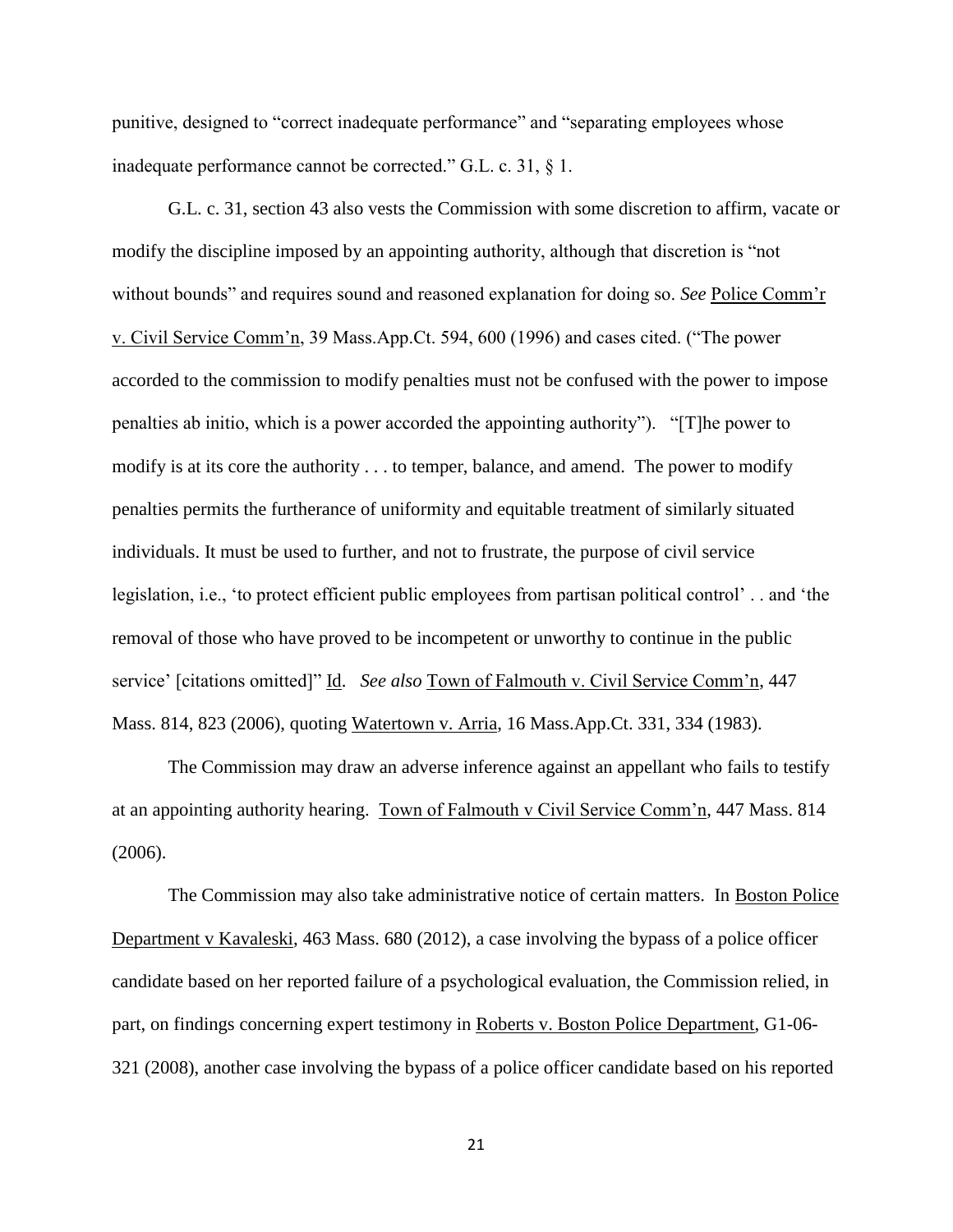punitive, designed to "correct inadequate performance" and "separating employees whose inadequate performance cannot be corrected." G.L. c. 31, § 1.

G.L. c. 31, section 43 also vests the Commission with some discretion to affirm, vacate or modify the discipline imposed by an appointing authority, although that discretion is "not without bounds" and requires sound and reasoned explanation for doing so. *See* Police Comm'r v. Civil Service Comm'n, 39 Mass.App.Ct. 594, 600 (1996) and cases cited. ("The power accorded to the commission to modify penalties must not be confused with the power to impose penalties ab initio, which is a power accorded the appointing authority"). "[T]he power to modify is at its core the authority . . . to temper, balance, and amend. The power to modify penalties permits the furtherance of uniformity and equitable treatment of similarly situated individuals. It must be used to further, and not to frustrate, the purpose of civil service legislation, i.e., 'to protect efficient public employees from partisan political control' . . and 'the removal of those who have proved to be incompetent or unworthy to continue in the public service' [citations omitted]" Id. *See also* Town of Falmouth v. Civil Service Comm'n, 447 Mass. 814, 823 (2006), quoting Watertown v. Arria, 16 Mass.App.Ct. 331, 334 (1983).

The Commission may draw an adverse inference against an appellant who fails to testify at an appointing authority hearing. Town of Falmouth v Civil Service Comm'n, 447 Mass. 814 (2006).

The Commission may also take administrative notice of certain matters. In Boston Police Department v Kavaleski, 463 Mass. 680 (2012), a case involving the bypass of a police officer candidate based on her reported failure of a psychological evaluation, the Commission relied, in part, on findings concerning expert testimony in Roberts v. Boston Police Department, G1-06-321 (2008), another case involving the bypass of a police officer candidate based on his reported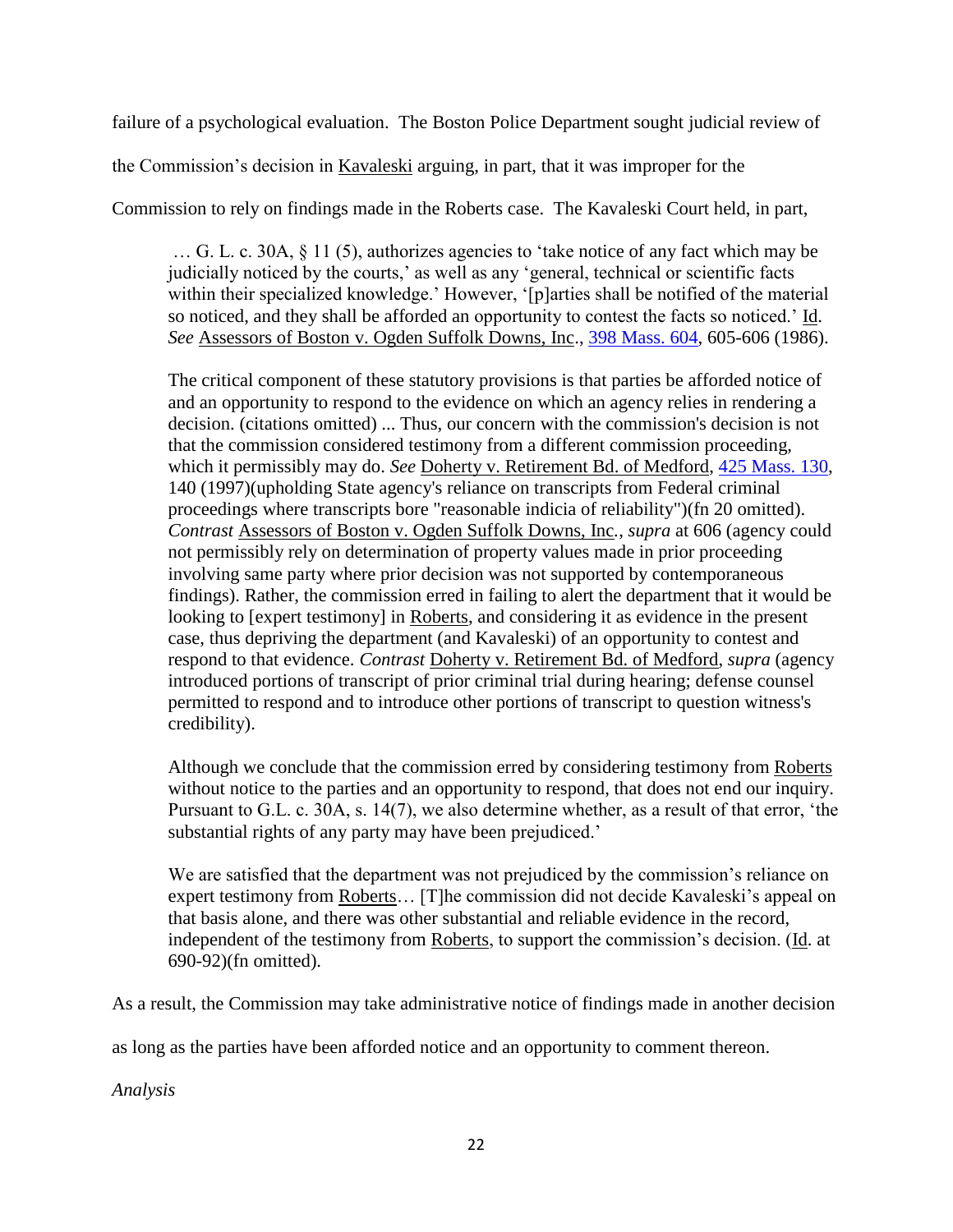failure of a psychological evaluation. The Boston Police Department sought judicial review of the Commission's decision in Kavaleski arguing, in part, that it was improper for the Commission to rely on findings made in the Roberts case. The Kavaleski Court held, in part,

> … G. L. c. 30A, § 11 (5), authorizes agencies to 'take notice of any fact which may be judicially noticed by the courts,' as well as any 'general, technical or scientific facts within their specialized knowledge.' However, '[p]arties shall be notified of the material so noticed, and they shall be afforded an opportunity to contest the facts so noticed.' Id. *See* Assessors of Boston v. Ogden Suffolk Downs, Inc., 398 Mass. 604, 605-606 (1986).
>
> The critical component of these statutory provisions is that parties be afforded notice of and an opportunity to respond to the evidence on which an agency relies in rendering a decision. (citations omitted) ... Thus, our concern with the commission's decision is not that the commission considered testimony from a different commission proceeding, which it permissibly may do. *See* Doherty v. Retirement Bd. of Medford, 425 Mass. 130, 140 (1997)(upholding State agency's reliance on transcripts from Federal criminal proceedings where transcripts bore "reasonable indicia of reliability")(fn 20 omitted). *Contrast* Assessors of Boston v. Ogden Suffolk Downs, Inc., *supra* at 606 (agency could not permissibly rely on determination of property values made in prior proceeding involving same party where prior decision was not supported by contemporaneous findings). Rather, the commission erred in failing to alert the department that it would be looking to [expert testimony] in Roberts, and considering it as evidence in the present case, thus depriving the department (and Kavaleski) of an opportunity to contest and respond to that evidence. *Contrast* Doherty v. Retirement Bd. of Medford, *supra* (agency introduced portions of transcript of prior criminal trial during hearing; defense counsel permitted to respond and to introduce other portions of transcript to question witness's credibility).
>
> Although we conclude that the commission erred by considering testimony from Roberts without notice to the parties and an opportunity to respond, that does not end our inquiry. Pursuant to G.L. c. 30A, s. 14(7), we also determine whether, as a result of that error, 'the substantial rights of any party may have been prejudiced.'
>
> We are satisfied that the department was not prejudiced by the commission's reliance on expert testimony from Roberts… [T]he commission did not decide Kavaleski's appeal on that basis alone, and there was other substantial and reliable evidence in the record, independent of the testimony from Roberts, to support the commission's decision. (Id. at 690-92)(fn omitted).

As a result, the Commission may take administrative notice of findings made in another decision as long as the parties have been afforded notice and an opportunity to comment thereon.

*Analysis*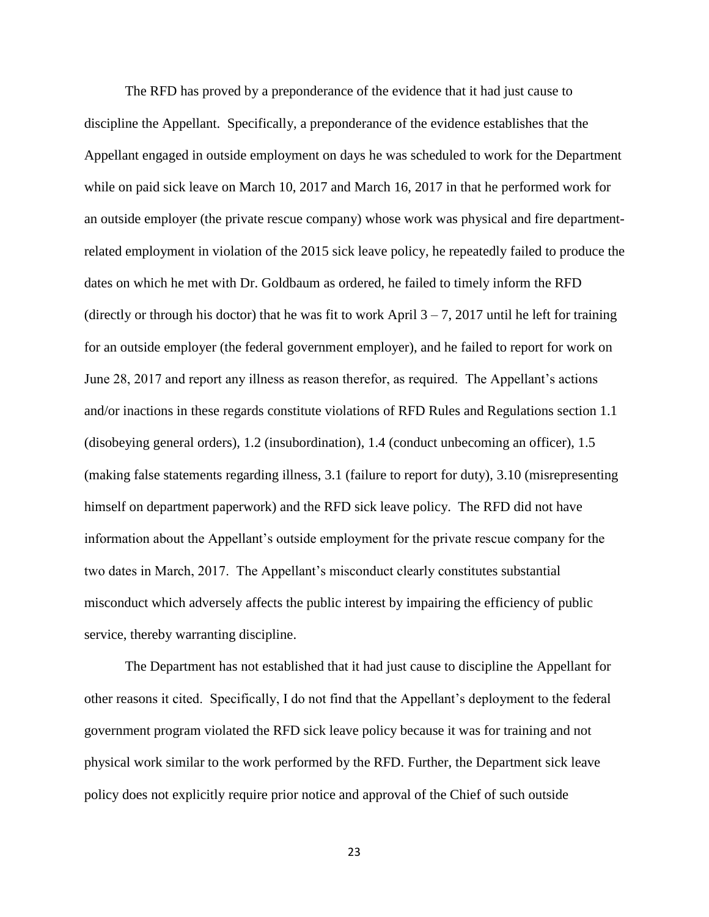The RFD has proved by a preponderance of the evidence that it had just cause to discipline the Appellant. Specifically, a preponderance of the evidence establishes that the Appellant engaged in outside employment on days he was scheduled to work for the Department while on paid sick leave on March 10, 2017 and March 16, 2017 in that he performed work for an outside employer (the private rescue company) whose work was physical and fire department-related employment in violation of the 2015 sick leave policy, he repeatedly failed to produce the dates on which he met with Dr. Goldbaum as ordered, he failed to timely inform the RFD (directly or through his doctor) that he was fit to work April 3 – 7, 2017 until he left for training for an outside employer (the federal government employer), and he failed to report for work on June 28, 2017 and report any illness as reason therefor, as required. The Appellant's actions and/or inactions in these regards constitute violations of RFD Rules and Regulations section 1.1 (disobeying general orders), 1.2 (insubordination), 1.4 (conduct unbecoming an officer), 1.5 (making false statements regarding illness, 3.1 (failure to report for duty), 3.10 (misrepresenting himself on department paperwork) and the RFD sick leave policy. The RFD did not have information about the Appellant's outside employment for the private rescue company for the two dates in March, 2017. The Appellant's misconduct clearly constitutes substantial misconduct which adversely affects the public interest by impairing the efficiency of public service, thereby warranting discipline.

The Department has not established that it had just cause to discipline the Appellant for other reasons it cited. Specifically, I do not find that the Appellant's deployment to the federal government program violated the RFD sick leave policy because it was for training and not physical work similar to the work performed by the RFD. Further, the Department sick leave policy does not explicitly require prior notice and approval of the Chief of such outside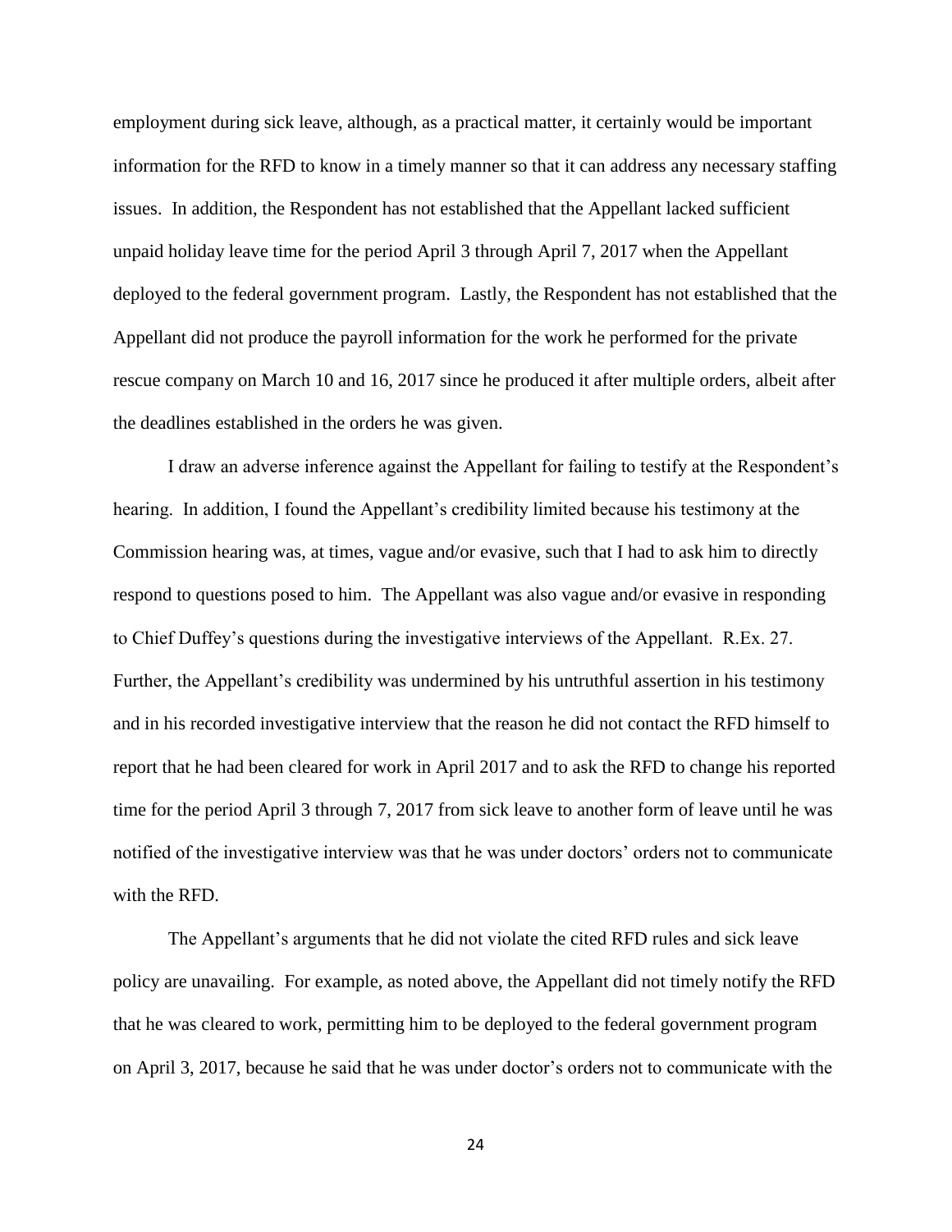employment during sick leave, although, as a practical matter, it certainly would be important information for the RFD to know in a timely manner so that it can address any necessary staffing issues. In addition, the Respondent has not established that the Appellant lacked sufficient unpaid holiday leave time for the period April 3 through April 7, 2017 when the Appellant deployed to the federal government program. Lastly, the Respondent has not established that the Appellant did not produce the payroll information for the work he performed for the private rescue company on March 10 and 16, 2017 since he produced it after multiple orders, albeit after the deadlines established in the orders he was given.

I draw an adverse inference against the Appellant for failing to testify at the Respondent's hearing. In addition, I found the Appellant's credibility limited because his testimony at the Commission hearing was, at times, vague and/or evasive, such that I had to ask him to directly respond to questions posed to him. The Appellant was also vague and/or evasive in responding to Chief Duffey's questions during the investigative interviews of the Appellant. R.Ex. 27. Further, the Appellant's credibility was undermined by his untruthful assertion in his testimony and in his recorded investigative interview that the reason he did not contact the RFD himself to report that he had been cleared for work in April 2017 and to ask the RFD to change his reported time for the period April 3 through 7, 2017 from sick leave to another form of leave until he was notified of the investigative interview was that he was under doctors' orders not to communicate with the RFD.

The Appellant's arguments that he did not violate the cited RFD rules and sick leave policy are unavailing. For example, as noted above, the Appellant did not timely notify the RFD that he was cleared to work, permitting him to be deployed to the federal government program on April 3, 2017, because he said that he was under doctor's orders not to communicate with the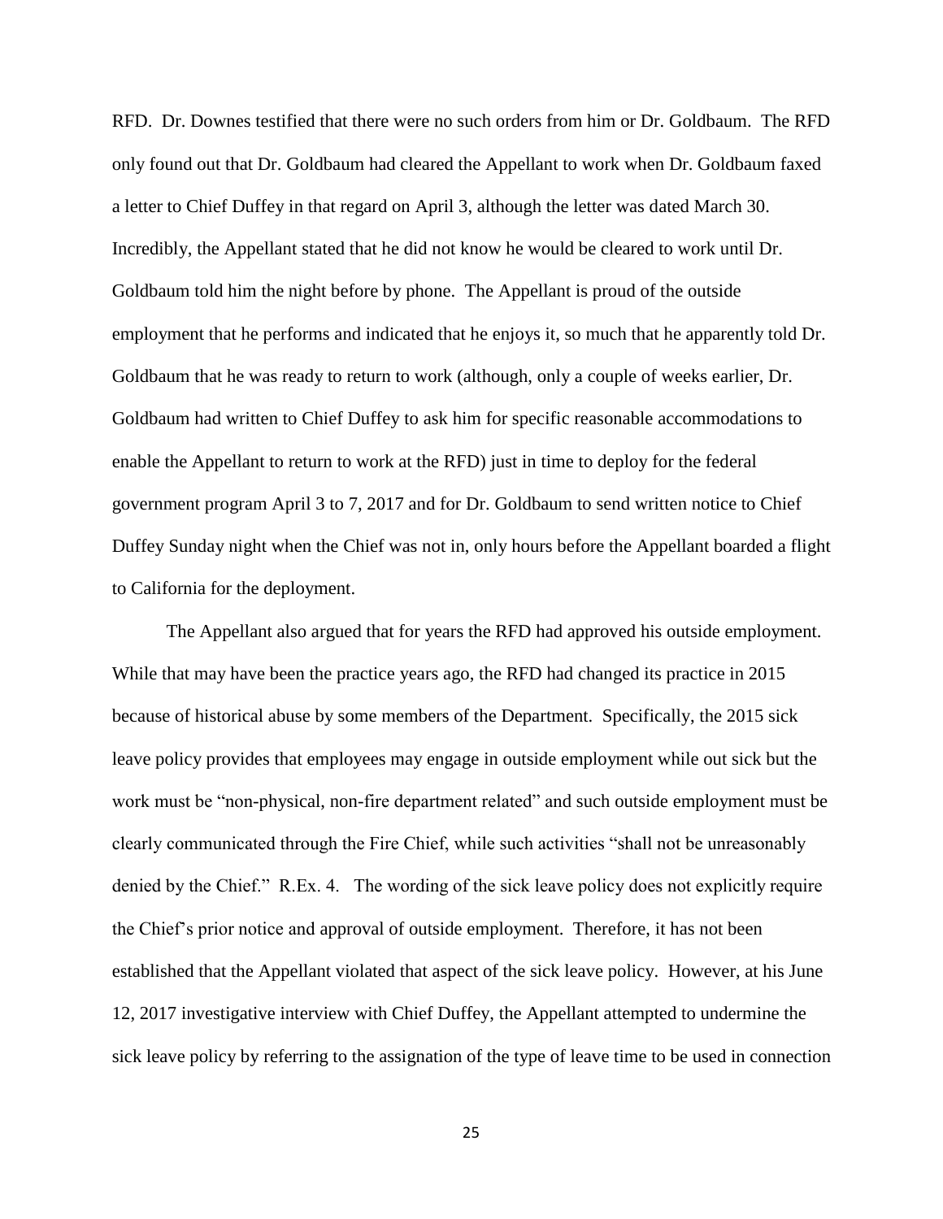RFD. Dr. Downes testified that there were no such orders from him or Dr. Goldbaum. The RFD only found out that Dr. Goldbaum had cleared the Appellant to work when Dr. Goldbaum faxed a letter to Chief Duffey in that regard on April 3, although the letter was dated March 30. Incredibly, the Appellant stated that he did not know he would be cleared to work until Dr. Goldbaum told him the night before by phone. The Appellant is proud of the outside employment that he performs and indicated that he enjoys it, so much that he apparently told Dr. Goldbaum that he was ready to return to work (although, only a couple of weeks earlier, Dr. Goldbaum had written to Chief Duffey to ask him for specific reasonable accommodations to enable the Appellant to return to work at the RFD) just in time to deploy for the federal government program April 3 to 7, 2017 and for Dr. Goldbaum to send written notice to Chief Duffey Sunday night when the Chief was not in, only hours before the Appellant boarded a flight to California for the deployment.

The Appellant also argued that for years the RFD had approved his outside employment. While that may have been the practice years ago, the RFD had changed its practice in 2015 because of historical abuse by some members of the Department. Specifically, the 2015 sick leave policy provides that employees may engage in outside employment while out sick but the work must be "non-physical, non-fire department related" and such outside employment must be clearly communicated through the Fire Chief, while such activities "shall not be unreasonably denied by the Chief." R.Ex. 4. The wording of the sick leave policy does not explicitly require the Chief's prior notice and approval of outside employment. Therefore, it has not been established that the Appellant violated that aspect of the sick leave policy. However, at his June 12, 2017 investigative interview with Chief Duffey, the Appellant attempted to undermine the sick leave policy by referring to the assignation of the type of leave time to be used in connection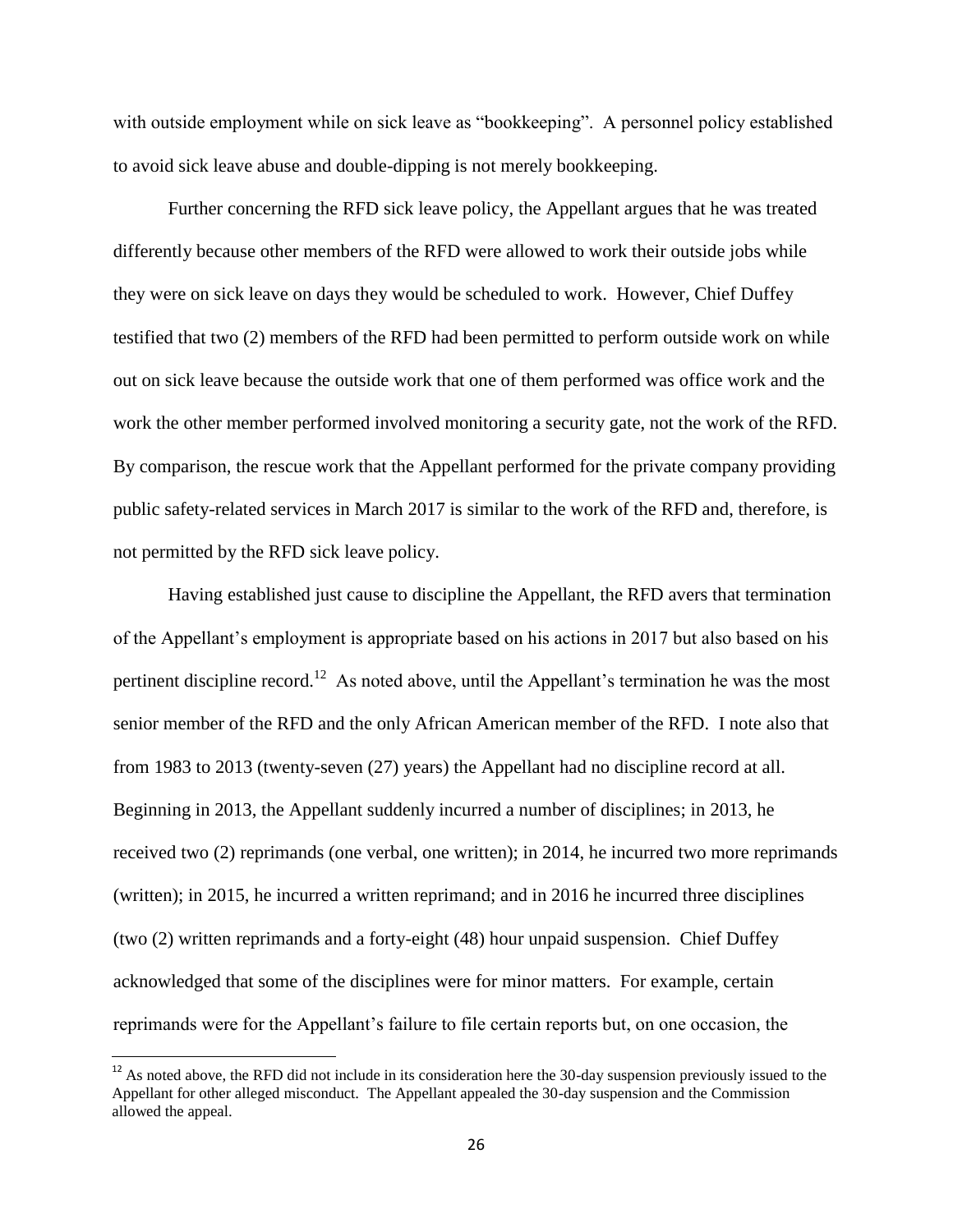with outside employment while on sick leave as "bookkeeping". A personnel policy established to avoid sick leave abuse and double-dipping is not merely bookkeeping.

Further concerning the RFD sick leave policy, the Appellant argues that he was treated differently because other members of the RFD were allowed to work their outside jobs while they were on sick leave on days they would be scheduled to work. However, Chief Duffey testified that two (2) members of the RFD had been permitted to perform outside work on while out on sick leave because the outside work that one of them performed was office work and the work the other member performed involved monitoring a security gate, not the work of the RFD. By comparison, the rescue work that the Appellant performed for the private company providing public safety-related services in March 2017 is similar to the work of the RFD and, therefore, is not permitted by the RFD sick leave policy.

Having established just cause to discipline the Appellant, the RFD avers that termination of the Appellant's employment is appropriate based on his actions in 2017 but also based on his pertinent discipline record.[12] As noted above, until the Appellant's termination he was the most senior member of the RFD and the only African American member of the RFD. I note also that from 1983 to 2013 (twenty-seven (27) years) the Appellant had no discipline record at all. Beginning in 2013, the Appellant suddenly incurred a number of disciplines; in 2013, he received two (2) reprimands (one verbal, one written); in 2014, he incurred two more reprimands (written); in 2015, he incurred a written reprimand; and in 2016 he incurred three disciplines (two (2) written reprimands and a forty-eight (48) hour unpaid suspension. Chief Duffey acknowledged that some of the disciplines were for minor matters. For example, certain reprimands were for the Appellant's failure to file certain reports but, on one occasion, the

[12] As noted above, the RFD did not include in its consideration here the 30-day suspension previously issued to the Appellant for other alleged misconduct. The Appellant appealed the 30-day suspension and the Commission allowed the appeal.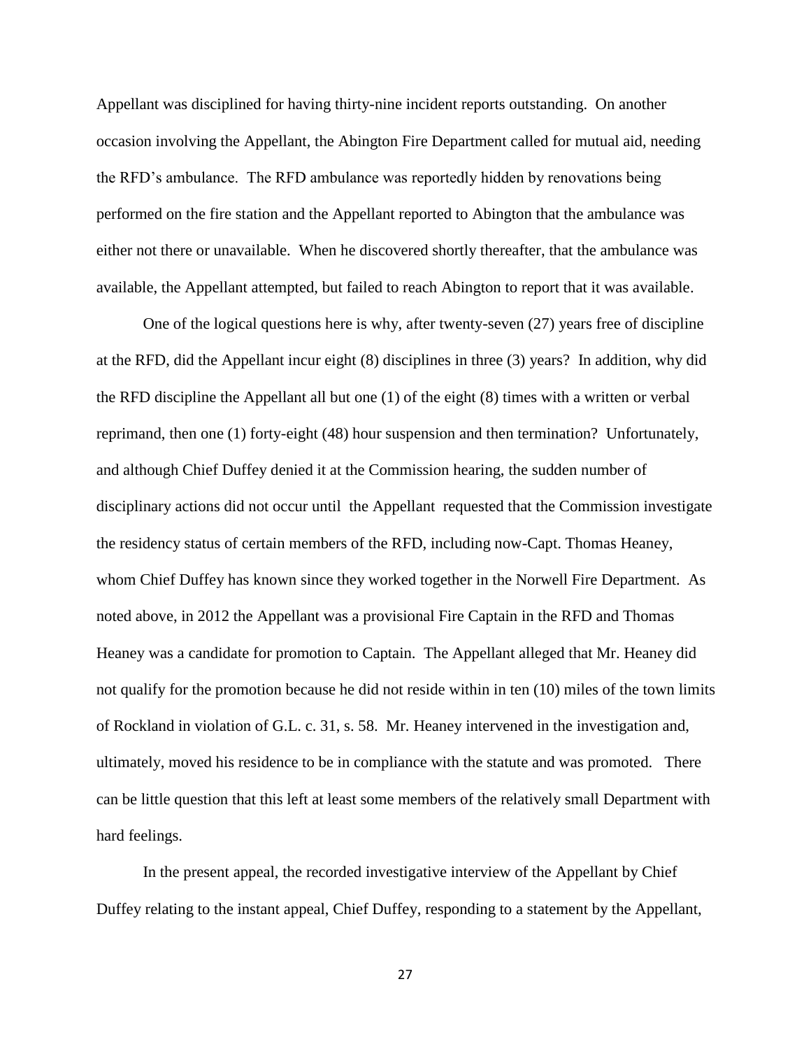Appellant was disciplined for having thirty-nine incident reports outstanding. On another occasion involving the Appellant, the Abington Fire Department called for mutual aid, needing the RFD's ambulance. The RFD ambulance was reportedly hidden by renovations being performed on the fire station and the Appellant reported to Abington that the ambulance was either not there or unavailable. When he discovered shortly thereafter, that the ambulance was available, the Appellant attempted, but failed to reach Abington to report that it was available.

One of the logical questions here is why, after twenty-seven (27) years free of discipline at the RFD, did the Appellant incur eight (8) disciplines in three (3) years? In addition, why did the RFD discipline the Appellant all but one (1) of the eight (8) times with a written or verbal reprimand, then one (1) forty-eight (48) hour suspension and then termination? Unfortunately, and although Chief Duffey denied it at the Commission hearing, the sudden number of disciplinary actions did not occur until the Appellant requested that the Commission investigate the residency status of certain members of the RFD, including now-Capt. Thomas Heaney, whom Chief Duffey has known since they worked together in the Norwell Fire Department. As noted above, in 2012 the Appellant was a provisional Fire Captain in the RFD and Thomas Heaney was a candidate for promotion to Captain. The Appellant alleged that Mr. Heaney did not qualify for the promotion because he did not reside within in ten (10) miles of the town limits of Rockland in violation of G.L. c. 31, s. 58. Mr. Heaney intervened in the investigation and, ultimately, moved his residence to be in compliance with the statute and was promoted. There can be little question that this left at least some members of the relatively small Department with hard feelings.

In the present appeal, the recorded investigative interview of the Appellant by Chief Duffey relating to the instant appeal, Chief Duffey, responding to a statement by the Appellant,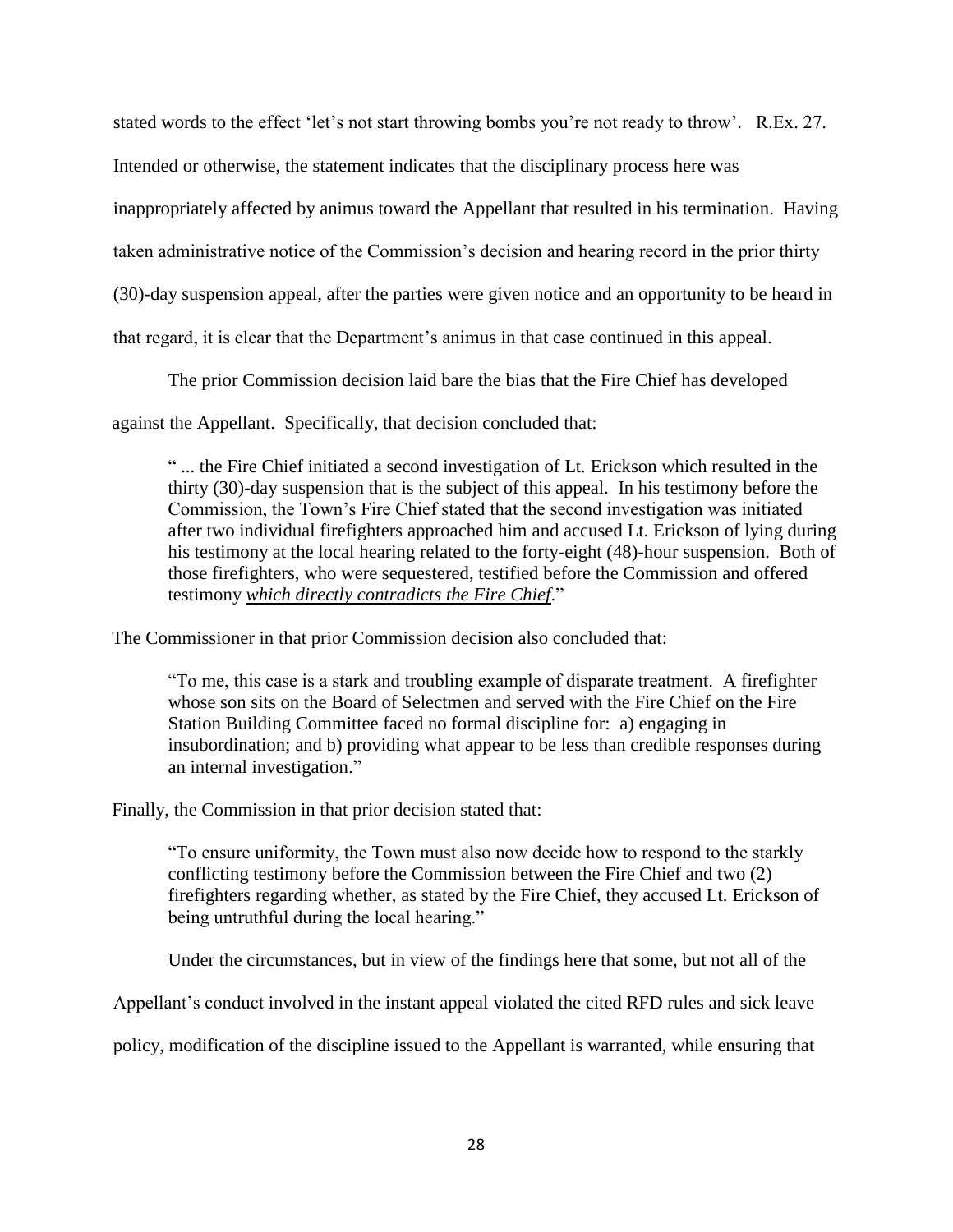stated words to the effect 'let's not start throwing bombs you're not ready to throw'. R.Ex. 27. Intended or otherwise, the statement indicates that the disciplinary process here was inappropriately affected by animus toward the Appellant that resulted in his termination. Having taken administrative notice of the Commission's decision and hearing record in the prior thirty (30)-day suspension appeal, after the parties were given notice and an opportunity to be heard in that regard, it is clear that the Department's animus in that case continued in this appeal.

The prior Commission decision laid bare the bias that the Fire Chief has developed against the Appellant. Specifically, that decision concluded that:

> " ... the Fire Chief initiated a second investigation of Lt. Erickson which resulted in the thirty (30)-day suspension that is the subject of this appeal. In his testimony before the Commission, the Town's Fire Chief stated that the second investigation was initiated after two individual firefighters approached him and accused Lt. Erickson of lying during his testimony at the local hearing related to the forty-eight (48)-hour suspension. Both of those firefighters, who were sequestered, testified before the Commission and offered testimony ***which directly contradicts the Fire Chief***."

The Commissioner in that prior Commission decision also concluded that:

> "To me, this case is a stark and troubling example of disparate treatment. A firefighter whose son sits on the Board of Selectmen and served with the Fire Chief on the Fire Station Building Committee faced no formal discipline for: a) engaging in insubordination; and b) providing what appear to be less than credible responses during an internal investigation."

Finally, the Commission in that prior decision stated that:

> "To ensure uniformity, the Town must also now decide how to respond to the starkly conflicting testimony before the Commission between the Fire Chief and two (2) firefighters regarding whether, as stated by the Fire Chief, they accused Lt. Erickson of being untruthful during the local hearing."

Under the circumstances, but in view of the findings here that some, but not all of the Appellant's conduct involved in the instant appeal violated the cited RFD rules and sick leave policy, modification of the discipline issued to the Appellant is warranted, while ensuring that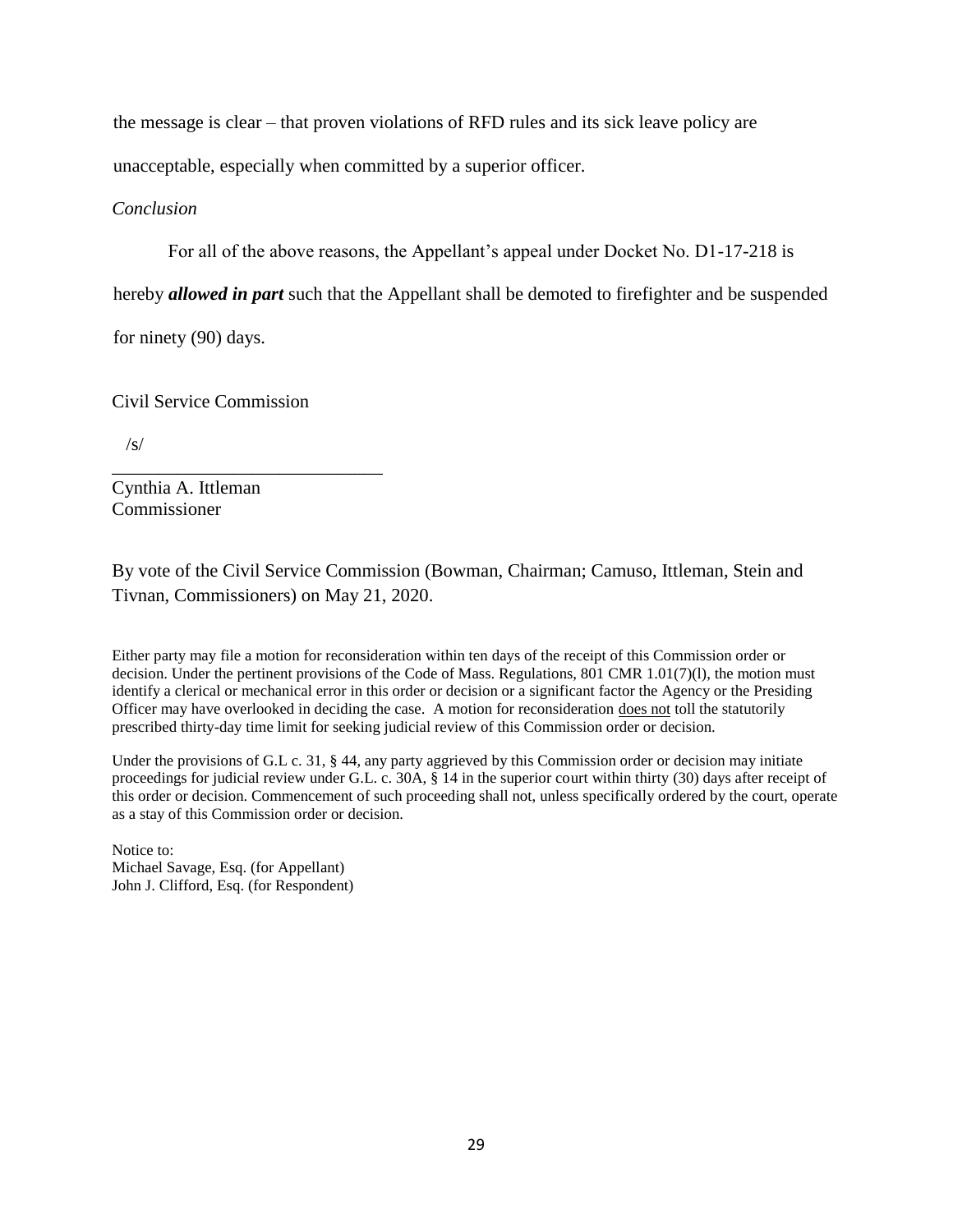the message is clear – that proven violations of RFD rules and its sick leave policy are unacceptable, especially when committed by a superior officer.

*Conclusion*

For all of the above reasons, the Appellant's appeal under Docket No. D1-17-218 is hereby ***allowed in part*** such that the Appellant shall be demoted to firefighter and be suspended for ninety (90) days.

Civil Service Commission

/s/
\_\_\_\_\_\_\_\_\_\_\_\_\_\_\_\_\_\_\_\_\_\_\_\_\_\_\_\_\_\_
Cynthia A. Ittleman
Commissioner

By vote of the Civil Service Commission (Bowman, Chairman; Camuso, Ittleman, Stein and Tivnan, Commissioners) on May 21, 2020.

Either party may file a motion for reconsideration within ten days of the receipt of this Commission order or decision. Under the pertinent provisions of the Code of Mass. Regulations, 801 CMR 1.01(7)(l), the motion must identify a clerical or mechanical error in this order or decision or a significant factor the Agency or the Presiding Officer may have overlooked in deciding the case. A motion for reconsideration does not toll the statutorily prescribed thirty-day time limit for seeking judicial review of this Commission order or decision.

Under the provisions of G.L c. 31, § 44, any party aggrieved by this Commission order or decision may initiate proceedings for judicial review under G.L. c. 30A, § 14 in the superior court within thirty (30) days after receipt of this order or decision. Commencement of such proceeding shall not, unless specifically ordered by the court, operate as a stay of this Commission order or decision.

Notice to:
Michael Savage, Esq. (for Appellant)
John J. Clifford, Esq. (for Respondent)